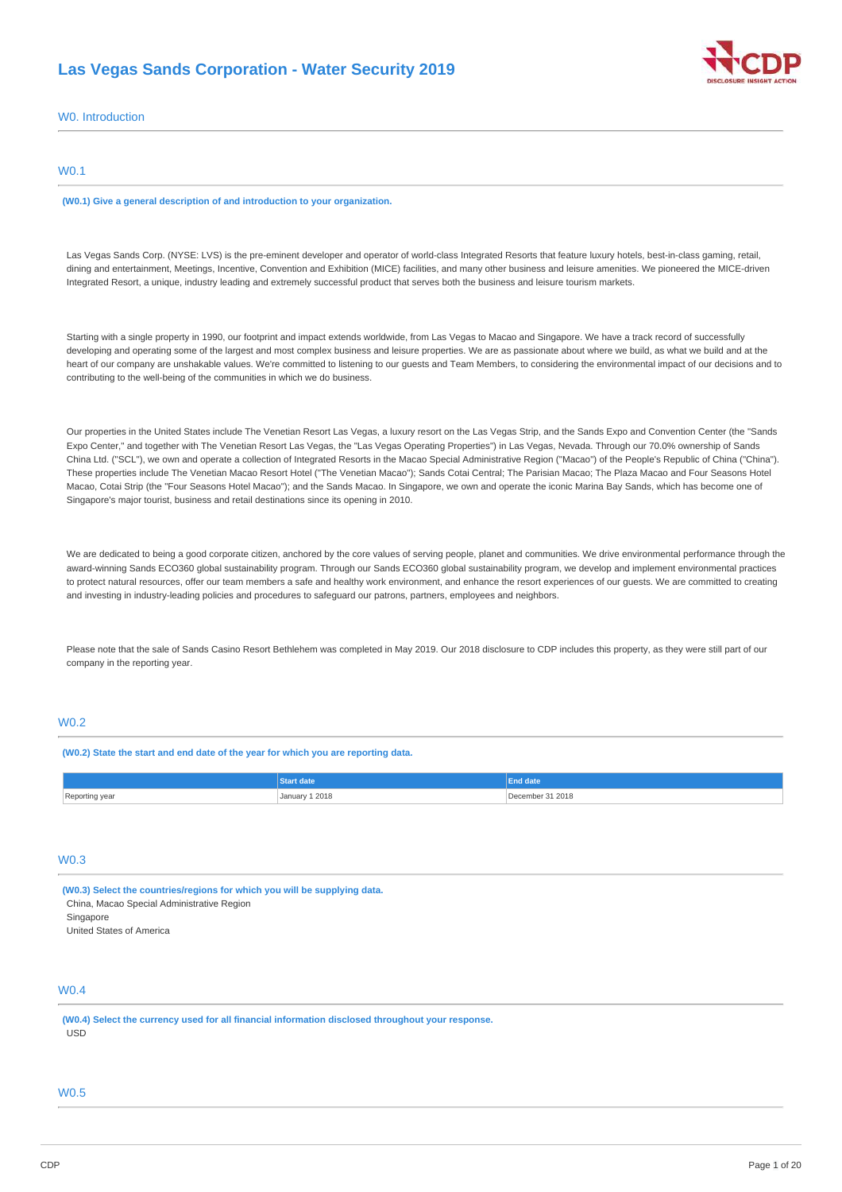# Las Vegas Sands Corporation - Water Security 2019

## W0. Introduction

### W0.1

**(W0.1) Give a general description of and introduction to your organization.**

Las Vegas Sands Corp. (NYSE: LVS) is the pre-eminent developer and operator of world-class Integrated Resorts that feature luxury hotels, best-in-class gaming, retail, dining and entertainment, Meetings, Incentive, Convention and Exhibition (MICE) facilities, and many other business and leisure amenities. We pioneered the MICE-driven Integrated Resort, a unique, industry leading and extremely successful product that serves both the business and leisure tourism markets.

Starting with a single property in 1990, our footprint and impact extends worldwide, from Las Vegas to Macao and Singapore. We have a track record of successfully developing and operating some of the largest and most complex business and leisure properties. We are as passionate about where we build, as what we build and at the heart of our company are unshakable values. We're committed to listening to our guests and Team Members, to considering the environmental impact of our decisions and to contributing to the well-being of the communities in which we do business.

Our properties in the United States include The Venetian Resort Las Vegas, a luxury resort on the Las Vegas Strip, and the Sands Expo and Convention Center (the "Sands Expo Center," and together with The Venetian Resort Las Vegas, the "Las Vegas Operating Properties") in Las Vegas, Nevada. Through our 70.0% ownership of Sands China Ltd. ("SCL"), we own and operate a collection of Integrated Resorts in the Macao Special Administrative Region ("Macao") of the People's Republic of China ("China"). These properties include The Venetian Macao Resort Hotel ("The Venetian Macao"); Sands Cotai Central; The Parisian Macao; The Plaza Macao and Four Seasons Hotel Macao, Cotai Strip (the "Four Seasons Hotel Macao"); and the Sands Macao. In Singapore, we own and operate the iconic Marina Bay Sands, which has become one of Singapore's major tourist, business and retail destinations since its opening in 2010.

We are dedicated to being a good corporate citizen, anchored by the core values of serving people, planet and communities. We drive environmental performance through the award-winning Sands ECO360 global sustainability program. Through our Sands ECO360 global sustainability program, we develop and implement environmental practices to protect natural resources, offer our team members a safe and healthy work environment, and enhance the resort experiences of our guests. We are committed to creating and investing in industry-leading policies and procedures to safeguard our patrons, partners, employees and neighbors.

Please note that the sale of Sands Casino Resort Bethlehem was completed in May 2019. Our 2018 disclosure to CDP includes this property, as they were still part of our company in the reporting year.

### W0.2

**(W0.2) State the start and end date of the year for which you are reporting data.**

| | Start date | End date |
|---|---|---|
| Reporting year | January 1 2018 | December 31 2018 |

### W0.3

**(W0.3) Select the countries/regions for which you will be supplying data.**

China, Macao Special Administrative Region
Singapore
United States of America

### W0.4

**(W0.4) Select the currency used for all financial information disclosed throughout your response.**

USD

### W0.5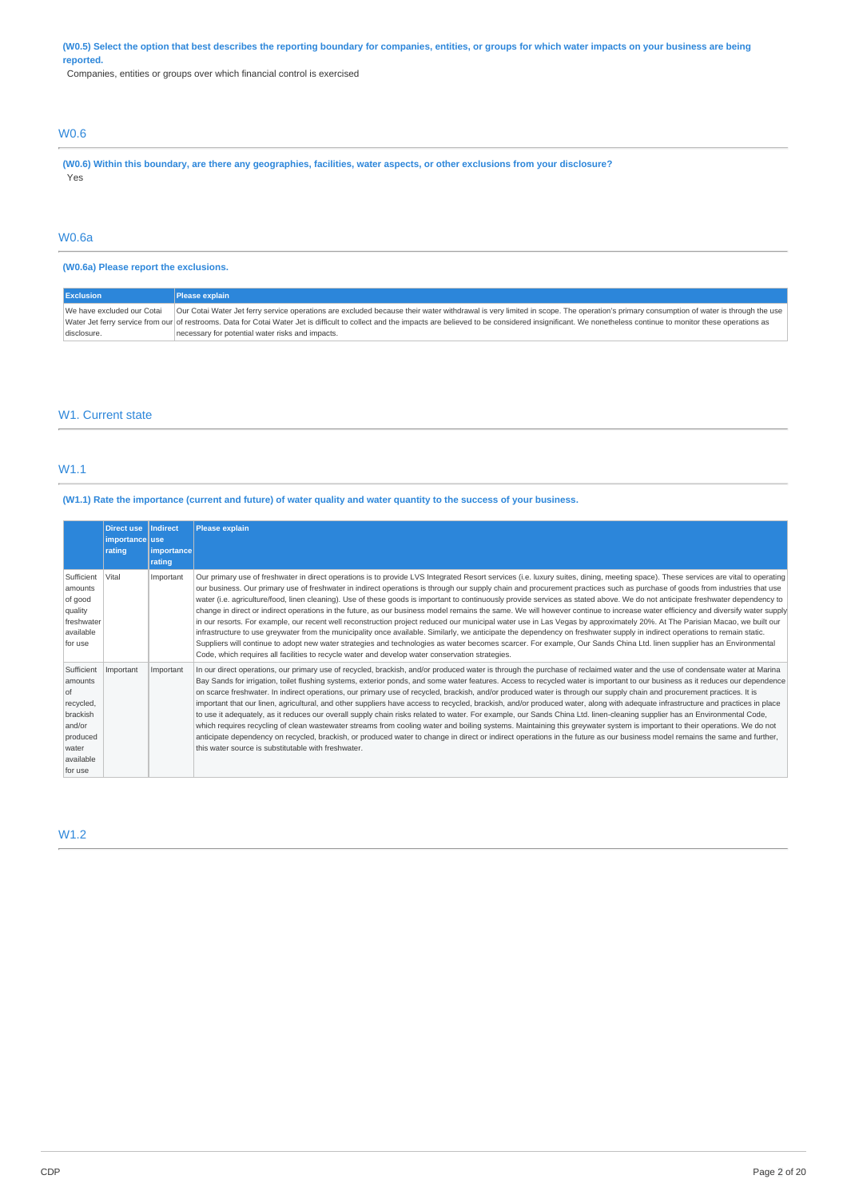**(W0.5) Select the option that best describes the reporting boundary for companies, entities, or groups for which water impacts on your business are being reported.**

Companies, entities or groups over which financial control is exercised

## W0.6

**(W0.6) Within this boundary, are there any geographies, facilities, water aspects, or other exclusions from your disclosure?**

Yes

## W0.6a

**(W0.6a) Please report the exclusions.**

| Exclusion | Please explain |
|---|---|
| We have excluded our Cotai Water Jet ferry service from our disclosure. | Our Cotai Water Jet ferry service operations are excluded because their water withdrawal is very limited in scope. The operation's primary consumption of water is through the use of restrooms. Data for Cotai Water Jet is difficult to collect and the impacts are believed to be considered insignificant. We nonetheless continue to monitor these operations as necessary for potential water risks and impacts. |

# W1. Current state

## W1.1

**(W1.1) Rate the importance (current and future) of water quality and water quantity to the success of your business.**

| | Direct use importance rating | Indirect use importance rating | Please explain |
|---|---|---|---|
| Sufficient amounts of good quality freshwater available for use | Vital | Important | Our primary use of freshwater in direct operations is to provide LVS Integrated Resort services (i.e. luxury suites, dining, meeting space). These services are vital to operating our business. Our primary use of freshwater in indirect operations is through our supply chain and procurement practices such as purchase of goods from industries that use water (i.e. agriculture/food, linen cleaning). Use of these goods is important to continuously provide services as stated above. We do not anticipate freshwater dependency to change in direct or indirect operations in the future, as our business model remains the same. We will however continue to increase water efficiency and diversify water supply in our resorts. For example, our recent well reconstruction project reduced our municipal water use in Las Vegas by approximately 20%. At The Parisian Macao, we built our infrastructure to use greywater from the municipality once available. Similarly, we anticipate the dependency on freshwater supply in indirect operations to remain static. Suppliers will continue to adopt new water strategies and technologies as water becomes scarcer. For example, Our Sands China Ltd. linen supplier has an Environmental Code, which requires all facilities to recycle water and develop water conservation strategies. |
| Sufficient amounts of recycled, brackish and/or produced water available for use | Important | Important | In our direct operations, our primary use of recycled, brackish, and/or produced water is through the purchase of reclaimed water and the use of condensate water at Marina Bay Sands for irrigation, toilet flushing systems, exterior ponds, and some water features. Access to recycled water is important to our business as it reduces our dependence on scarce freshwater. In indirect operations, our primary use of recycled, brackish, and/or produced water is through our supply chain and procurement practices. It is important that our linen, agricultural, and other suppliers have access to recycled, brackish, and/or produced water, along with adequate infrastructure and practices in place to use it adequately, as it reduces our overall supply chain risks related to water. For example, our Sands China Ltd. linen-cleaning supplier has an Environmental Code, which requires recycling of clean wastewater streams from cooling water and boiling systems. Maintaining this greywater system is important to their operations. We do not anticipate dependency on recycled, brackish, or produced water to change in direct or indirect operations in the future as our business model remains the same and further, this water source is substitutable with freshwater. |

## W1.2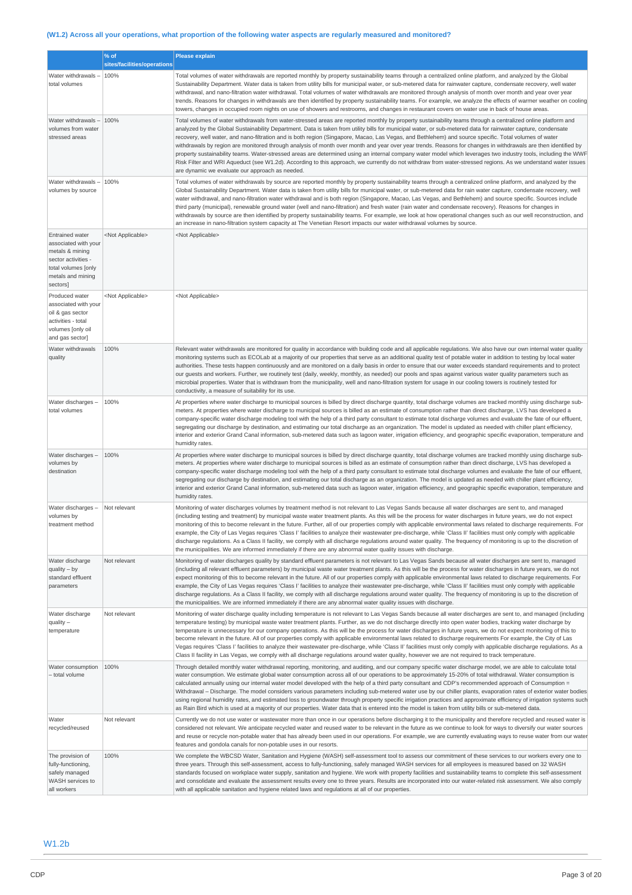### (W1.2) Across all your operations, what proportion of the following water aspects are regularly measured and monitored?

| | % of sites/facilities/operations | Please explain |
|---|---|---|
| Water withdrawals – total volumes | 100% | Total volumes of water withdrawals are reported monthly by property sustainability teams through a centralized online platform, and analyzed by the Global Sustainability Department. Water data is taken from utility bills for municipal water, or sub-metered data for rainwater capture, condensate recovery, well water withdrawal, and nano-filtration water withdrawal. Total volumes of water withdrawals are monitored through analysis of month over month and year over year trends. Reasons for changes in withdrawals are then identified by property sustainability teams. For example, we analyze the effects of warmer weather on cooling towers, changes in occupied room nights on use of showers and restrooms, and changes in restaurant covers on water use in back of house areas. |
| Water withdrawals – volumes from water stressed areas | 100% | Total volumes of water withdrawals from water-stressed areas are reported monthly by property sustainability teams through a centralized online platform and analyzed by the Global Sustainability Department. Data is taken from utility bills for municipal water, or sub-metered data for rainwater capture, condensate recovery, well water, and nano-filtration and is both region (Singapore, Macao, Las Vegas, and Bethlehem) and source specific. Total volumes of water withdrawals by region are monitored through analysis of month over month and year over year trends. Reasons for changes in withdrawals are then identified by property sustainability teams. Water-stressed areas are determined using an internal company water model which leverages two industry tools, including the WWF Risk Filter and WRI Aqueduct (see W1.2d). According to this approach, we currently do not withdraw from water-stressed regions. As we understand water issues are dynamic we evaluate our approach as needed. |
| Water withdrawals – volumes by source | 100% | Total volumes of water withdrawals by source are reported monthly by property sustainability teams through a centralized online platform, and analyzed by the Global Sustainability Department. Water data is taken from utility bills for municipal water, or sub-metered data for rain water capture, condensate recovery, well water withdrawal, and nano-filtration water withdrawal and is both region (Singapore, Macao, Las Vegas, and Bethlehem) and source specific. Sources include third party (municipal), renewable ground water (well and nano-filtration) and fresh water (rain water and condensate recovery). Reasons for changes in withdrawals by source are then identified by property sustainability teams. For example, we look at how operational changes such as our well reconstruction, and an increase in nano-filtration system capacity at The Venetian Resort impacts our water withdrawal volumes by source. |
| Entrained water associated with your metals & mining sector activities - total volumes [only metals and mining sectors] | <Not Applicable> | <Not Applicable> |
| Produced water associated with your oil & gas sector activities - total volumes [only oil and gas sector] | <Not Applicable> | <Not Applicable> |
| Water withdrawals quality | 100% | Relevant water withdrawals are monitored for quality in accordance with building code and all applicable regulations. We also have our own internal water quality monitoring systems such as ECOLab at a majority of our properties that serve as an additional quality test of potable water in addition to testing by local water authorities. These tests happen continuously and are monitored on a daily basis in order to ensure that our water exceeds standard requirements and to protect our guests and workers. Further, we routinely test (daily, weekly, monthly, as needed) our pools and spas against various water quality parameters such as microbial properties. Water that is withdrawn from the municipality, well and nano-filtration system for usage in our cooling towers is routinely tested for conductivity, a measure of suitability for its use. |
| Water discharges – total volumes | 100% | At properties where water discharge to municipal sources is billed by direct discharge quantity, total discharge volumes are tracked monthly using discharge sub-meters. At properties where water discharge to municipal sources is billed as an estimate of consumption rather than direct discharge, LVS has developed a company-specific water discharge modeling tool with the help of a third party consultant to estimate total discharge volumes and evaluate the fate of our effluent, segregating our discharge by destination, and estimating our total discharge as an organization. The model is updated as needed with chiller plant efficiency, interior and exterior Grand Canal information, sub-metered data such as lagoon water, irrigation efficiency, and geographic specific evaporation, temperature and humidity rates. |
| Water discharges – volumes by destination | 100% | At properties where water discharge to municipal sources is billed by direct discharge quantity, total discharge volumes are tracked monthly using discharge sub-meters. At properties where water discharge to municipal sources is billed as an estimate of consumption rather than direct discharge, LVS has developed a company-specific water discharge modeling tool with the help of a third party consultant to estimate total discharge volumes and evaluate the fate of our effluent, segregating our discharge by destination, and estimating our total discharge as an organization. The model is updated as needed with chiller plant efficiency, interior and exterior Grand Canal information, sub-metered data such as lagoon water, irrigation efficiency, and geographic specific evaporation, temperature and humidity rates. |
| Water discharges – volumes by treatment method | Not relevant | Monitoring of water discharges volumes by treatment method is not relevant to Las Vegas Sands because all water discharges are sent to, and managed (including testing and treatment) by municipal waste water treatment plants. As this will be the process for water discharges in future years, we do not expect monitoring of this to become relevant in the future. Further, all of our properties comply with applicable environmental laws related to discharge requirements. For example, the City of Las Vegas requires 'Class I' facilities to analyze their wastewater pre-discharge, while 'Class II' facilities must only comply with applicable discharge regulations. As a Class II facility, we comply with all discharge regulations around water quality. The frequency of monitoring is up to the discretion of the municipalities. We are informed immediately if there are any abnormal water quality issues with discharge. |
| Water discharge quality – by standard effluent parameters | Not relevant | Monitoring of water discharges quality by standard effluent parameters is not relevant to Las Vegas Sands because all water discharges are sent to, managed (including all relevant effluent parameters) by municipal waste water treatment plants. As this will be the process for water discharges in future years, we do not expect monitoring of this to become relevant in the future. All of our properties comply with applicable environmental laws related to discharge requirements. For example, the City of Las Vegas requires 'Class I' facilities to analyze their wastewater pre-discharge, while 'Class II' facilities must only comply with applicable discharge regulations. As a Class II facility, we comply with all discharge regulations around water quality. The frequency of monitoring is up to the discretion of the municipalities. We are informed immediately if there are any abnormal water quality issues with discharge. |
| Water discharge quality – temperature | Not relevant | Monitoring of water discharge quality including temperature is not relevant to Las Vegas Sands because all water discharges are sent to, and managed (including temperature testing) by municipal waste water treatment plants. Further, as we do not discharge directly into open water bodies, tracking water discharge by temperature is unnecessary for our company operations. As this will be the process for water discharges in future years, we do not expect monitoring of this to become relevant in the future. All of our properties comply with applicable environmental laws related to discharge requirements For example, the City of Las Vegas requires 'Class I' facilities to analyze their wastewater pre-discharge, while 'Class II' facilities must only comply with applicable discharge regulations. As a Class II facility in Las Vegas, we comply with all discharge regulations around water quality, however we are not required to track temperature. |
| Water consumption – total volume | 100% | Through detailed monthly water withdrawal reporting, monitoring, and auditing, and our company specific water discharge model, we are able to calculate total water consumption. We estimate global water consumption across all of our operations to be approximately 15-20% of total withdrawal. Water consumption is calculated annually using our internal water model developed with the help of a third party consultant and CDP's recommended approach of Consumption = Withdrawal – Discharge. The model considers various parameters including sub-metered water use by our chiller plants, evaporation rates of exterior water bodies using regional humidity rates, and estimated loss to groundwater through property specific irrigation practices and approximate efficiency of irrigation systems such as Rain Bird which is used at a majority of our properties. Water data that is entered into the model is taken from utility bills or sub-metered data. |
| Water recycled/reused | Not relevant | Currently we do not use water or wastewater more than once in our operations before discharging it to the municipality and therefore recycled and reused water is considered not relevant. We anticipate recycled water and reused water to be relevant in the future as we continue to look for ways to diversify our water sources and reuse or recycle non-potable water that has already been used in our operations. For example, we are currently evaluating ways to reuse water from our water features and gondola canals for non-potable uses in our resorts. |
| The provision of fully-functioning, safely managed WASH services to all workers | 100% | We complete the WBCSD Water, Sanitation and Hygiene (WASH) self-assessment tool to assess our commitment of these services to our workers every one to three years. Through this self-assessment, access to fully-functioning, safely managed WASH services for all employees is measured based on 32 WASH standards focused on workplace water supply, sanitation and hygiene. We work with property facilities and sustainability teams to complete this self-assessment and consolidate and evaluate the assessment results every one to three years. Results are incorporated into our water-related risk assessment. We also comply with all applicable sanitation and hygiene related laws and regulations at all of our properties. |

## W1.2b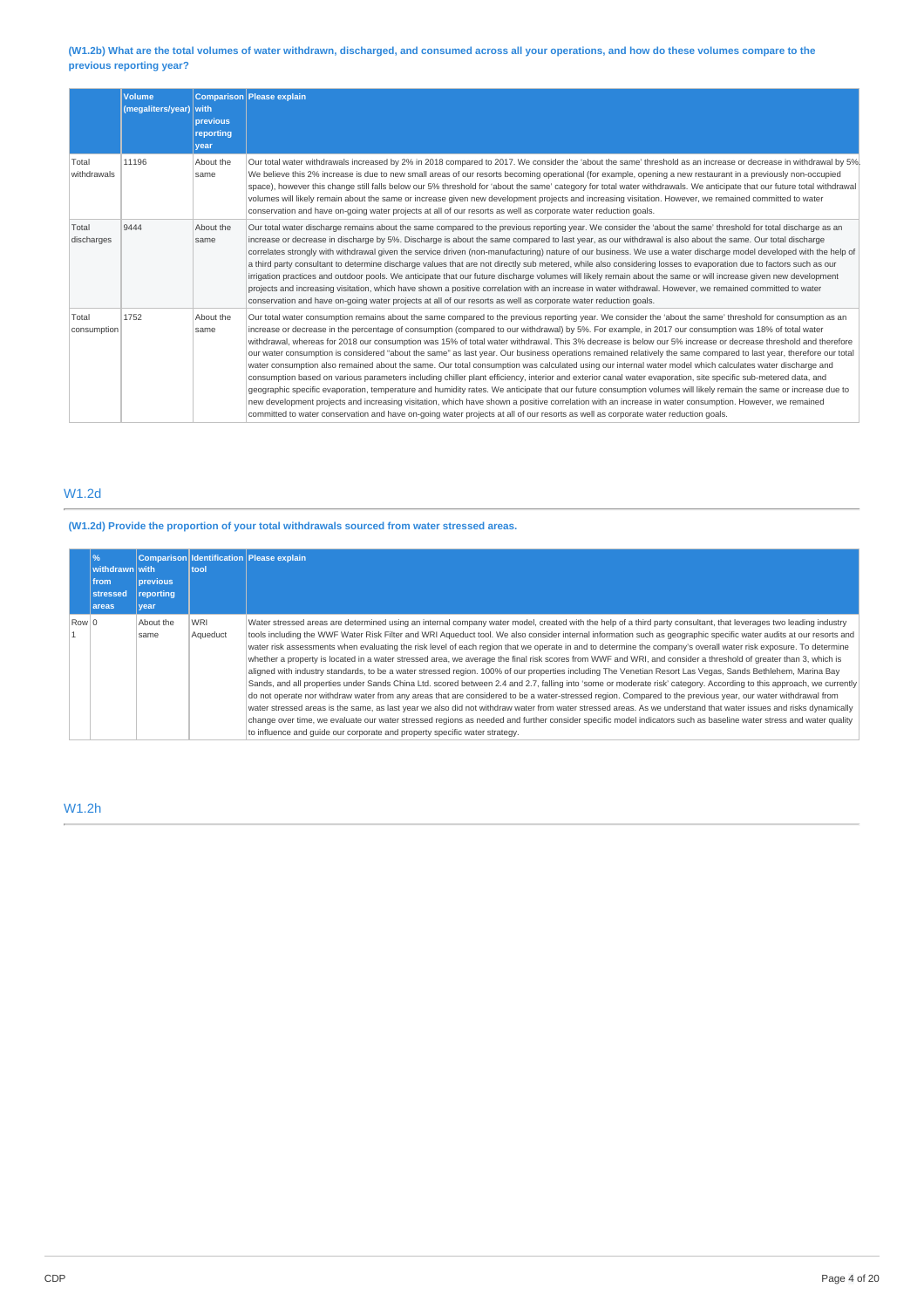**(W1.2b) What are the total volumes of water withdrawn, discharged, and consumed across all your operations, and how do these volumes compare to the previous reporting year?**

| | Volume (megaliters/year) | Comparison with previous reporting year | Please explain |
|---|---|---|---|
| Total withdrawals | 11196 | About the same | Our total water withdrawals increased by 2% in 2018 compared to 2017. We consider the 'about the same' threshold as an increase or decrease in withdrawal by 5%. We believe this 2% increase is due to new small areas of our resorts becoming operational (for example, opening a new restaurant in a previously non-occupied space), however this change still falls below our 5% threshold for 'about the same' category for total water withdrawals. We anticipate that our future total withdrawal volumes will likely remain about the same or increase given new development projects and increasing visitation. However, we remained committed to water conservation and have on-going water projects at all of our resorts as well as corporate water reduction goals. |
| Total discharges | 9444 | About the same | Our total water discharge remains about the same compared to the previous reporting year. We consider the 'about the same' threshold for total discharge as an increase or decrease in discharge by 5%. Discharge is about the same compared to last year, as our withdrawal is also about the same. Our total discharge correlates strongly with withdrawal given the service driven (non-manufacturing) nature of our business. We use a water discharge model developed with the help of a third party consultant to determine discharge values that are not directly sub metered, while also considering losses to evaporation due to factors such as our irrigation practices and outdoor pools. We anticipate that our future discharge volumes will likely remain about the same or will increase given new development projects and increasing visitation, which have shown a positive correlation with an increase in water withdrawal. However, we remained committed to water conservation and have on-going water projects at all of our resorts as well as corporate water reduction goals. |
| Total consumption | 1752 | About the same | Our total water consumption remains about the same compared to the previous reporting year. We consider the 'about the same' threshold for consumption as an increase or decrease in the percentage of consumption (compared to our withdrawal) by 5%. For example, in 2017 our consumption was 18% of total water withdrawal, whereas for 2018 our consumption was 15% of total water withdrawal. This 3% decrease is below our 5% increase or decrease threshold and therefore our water consumption is considered "about the same" as last year. Our business operations remained relatively the same compared to last year, therefore our total water consumption also remained about the same. Our total consumption was calculated using our internal water model which calculates water discharge and consumption based on various parameters including chiller plant efficiency, interior and exterior canal water evaporation, site specific sub-metered data, and geographic specific evaporation, temperature and humidity rates. We anticipate that our future consumption volumes will likely remain the same or increase due to new development projects and increasing visitation, which have shown a positive correlation with an increase in water consumption. However, we remained committed to water conservation and have on-going water projects at all of our resorts as well as corporate water reduction goals. |

## W1.2d

**(W1.2d) Provide the proportion of your total withdrawals sourced from water stressed areas.**

| | % withdrawn from stressed areas | Comparison with previous reporting year | Identification tool | Please explain |
|---|---|---|---|---|
| Row 1 | 0 | About the same | WRI Aqueduct | Water stressed areas are determined using an internal company water model, created with the help of a third party consultant, that leverages two leading industry tools including the WWF Water Risk Filter and WRI Aqueduct tool. We also consider internal information such as geographic specific water audits at our resorts and water risk assessments when evaluating the risk level of each region that we operate in and to determine the company's overall water risk exposure. To determine whether a property is located in a water stressed area, we average the final risk scores from WWF and WRI, and consider a threshold of greater than 3, which is aligned with industry standards, to be a water stressed region. 100% of our properties including The Venetian Resort Las Vegas, Sands Bethlehem, Marina Bay Sands, and all properties under Sands China Ltd. scored between 2.4 and 2.7, falling into 'some or moderate risk' category. According to this approach, we currently do not operate nor withdraw water from any areas that are considered to be a water-stressed region. Compared to the previous year, our water withdrawal from water stressed areas is the same, as last year we also did not withdraw water from water stressed areas. As we understand that water issues and risks dynamically change over time, we evaluate our water stressed regions as needed and further consider specific model indicators such as baseline water stress and water quality to influence and guide our corporate and property specific water strategy. |

## W1.2h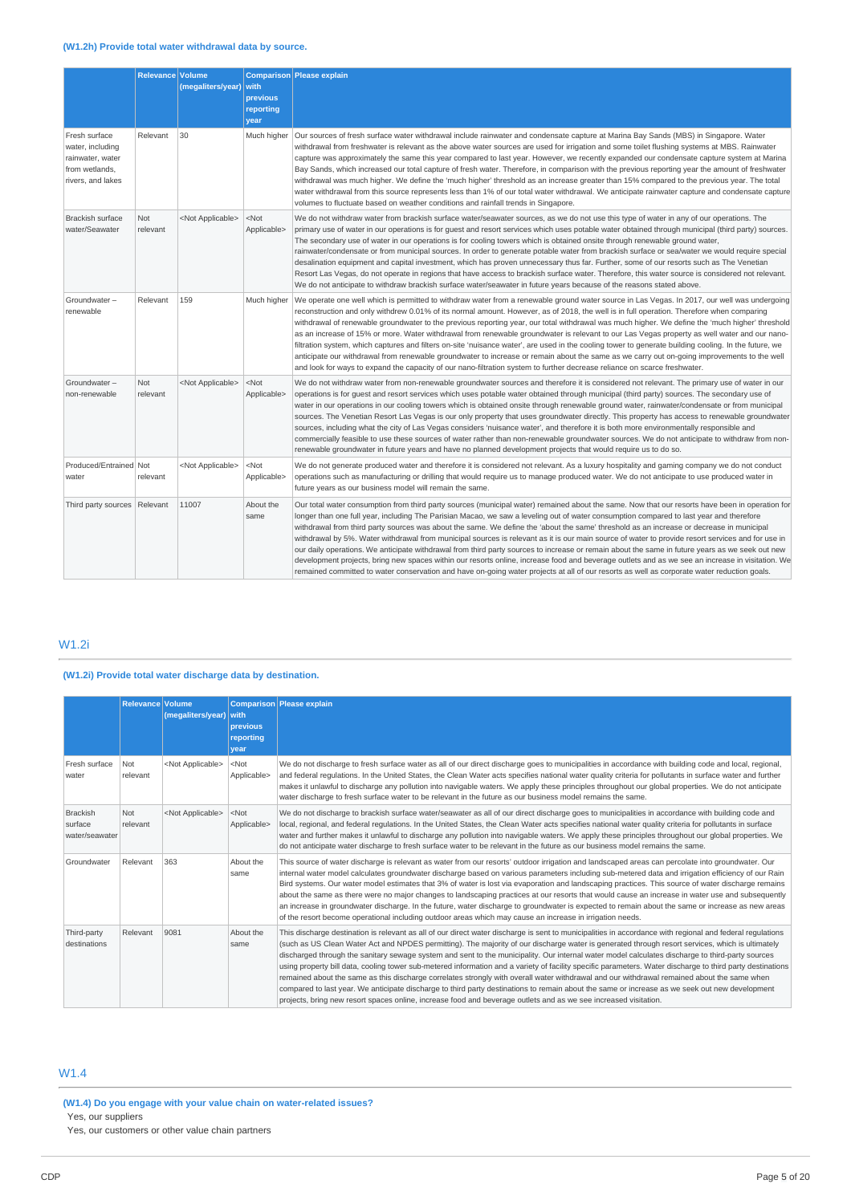### (W1.2h) Provide total water withdrawal data by source.

| | Relevance | Volume (megaliters/year) | Comparison with previous reporting year | Please explain |
|---|---|---|---|---|
| Fresh surface water, including rainwater, water from wetlands, rivers, and lakes | Relevant | 30 | Much higher | Our sources of fresh surface water withdrawal include rainwater and condensate capture at Marina Bay Sands (MBS) in Singapore. Water withdrawal from freshwater is relevant as the above water sources are used for irrigation and some toilet flushing systems at MBS. Rainwater capture was approximately the same this year compared to last year. However, we recently expanded our condensate capture system at Marina Bay Sands, which increased our total capture of fresh water. Therefore, in comparison with the previous reporting year the amount of freshwater withdrawal was much higher. We define the 'much higher' threshold as an increase greater than 15% compared to the previous year. The total water withdrawal from this source represents less than 1% of our total water withdrawal. We anticipate rainwater capture and condensate capture volumes to fluctuate based on weather conditions and rainfall trends in Singapore. |
| Brackish surface water/Seawater | Not relevant | <Not Applicable> | <Not Applicable> | We do not withdraw water from brackish surface water/seawater sources, as we do not use this type of water in any of our operations. The primary use of water in our operations is for guest and resort services which uses potable water obtained through municipal (third party) sources. The secondary use of water in our operations is for cooling towers which is obtained onsite through renewable ground water, rainwater/condensate or from municipal sources. In order to generate potable water from brackish surface or sea/water we would require special desalination equipment and capital investment, which has proven unnecessary thus far. Further, some of our resorts such as The Venetian Resort Las Vegas, do not operate in regions that have access to brackish surface water. Therefore, this water source is considered not relevant. We do not anticipate to withdraw brackish surface water/seawater in future years because of the reasons stated above. |
| Groundwater – renewable | Relevant | 159 | Much higher | We operate one well which is permitted to withdraw water from a renewable ground water source in Las Vegas. In 2017, our well was undergoing reconstruction and only withdrew 0.01% of its normal amount. However, as of 2018, the well is in full operation. Therefore when comparing withdrawal of renewable groundwater to the previous reporting year, our total withdrawal was much higher. We define the 'much higher' threshold as an increase of 15% or more. Water withdrawal from renewable groundwater is relevant to our Las Vegas property as well water and our nano-filtration system, which captures and filters on-site 'nuisance water', are used in the cooling tower to generate building cooling. In the future, we anticipate our withdrawal from renewable groundwater to increase or remain about the same as we carry out on-going improvements to the well and look for ways to expand the capacity of our nano-filtration system to further decrease reliance on scarce freshwater. |
| Groundwater – non-renewable | Not relevant | <Not Applicable> | <Not Applicable> | We do not withdraw water from non-renewable groundwater sources and therefore it is considered not relevant. The primary use of water in our operations is for guest and resort services which uses potable water obtained through municipal (third party) sources. The secondary use of water in our operations in our cooling towers which is obtained onsite through renewable ground water, rainwater/condensate or from municipal sources. The Venetian Resort Las Vegas is our only property that uses groundwater directly. This property has access to renewable groundwater sources, including what the city of Las Vegas considers 'nuisance water', and therefore it is both more environmentally responsible and commercially feasible to use these sources of water rather than non-renewable groundwater sources. We do not anticipate to withdraw from non-renewable groundwater in future years and have no planned development projects that would require us to do so. |
| Produced/Entrained water | Not relevant | <Not Applicable> | <Not Applicable> | We do not generate produced water and therefore it is considered not relevant. As a luxury hospitality and gaming company we do not conduct operations such as manufacturing or drilling that would require us to manage produced water. We do not anticipate to use produced water in future years as our business model will remain the same. |
| Third party sources | Relevant | 11007 | About the same | Our total water consumption from third party sources (municipal water) remained about the same. Now that our resorts have been in operation for longer than one full year, including The Parisian Macao, we saw a leveling out of water consumption compared to last year and therefore withdrawal from third party sources was about the same. We define the 'about the same' threshold as an increase or decrease in municipal withdrawal by 5%. Water withdrawal from municipal sources is relevant as it is our main source of water to provide resort services and for use in our daily operations. We anticipate withdrawal from third party sources to increase or remain about the same in future years as we seek out new development projects, bring new spaces within our resorts online, increase food and beverage outlets and as we see an increase in visitation. We remained committed to water conservation and have on-going water projects at all of our resorts as well as corporate water reduction goals. |

## W1.2i

### (W1.2i) Provide total water discharge data by destination.

| | Relevance | Volume (megaliters/year) | Comparison with previous reporting year | Please explain |
|---|---|---|---|---|
| Fresh surface water | Not relevant | <Not Applicable> | <Not Applicable> | We do not discharge to fresh surface water as all of our direct discharge goes to municipalities in accordance with building code and local, regional, and federal regulations. In the United States, the Clean Water acts specifies national water quality criteria for pollutants in surface water and further makes it unlawful to discharge any pollution into navigable waters. We apply these principles throughout our global properties. We do not anticipate water discharge to fresh surface water to be relevant in the future as our business model remains the same. |
| Brackish surface water/seawater | Not relevant | <Not Applicable> | <Not Applicable> | We do not discharge to brackish surface water/seawater as all of our direct discharge goes to municipalities in accordance with building code and local, regional, and federal regulations. In the United States, the Clean Water acts specifies national water quality criteria for pollutants in surface water and further makes it unlawful to discharge any pollution into navigable waters. We apply these principles throughout our global properties. We do not anticipate water discharge to fresh surface water to be relevant in the future as our business model remains the same. |
| Groundwater | Relevant | 363 | About the same | This source of water discharge is relevant as water from our resorts' outdoor irrigation and landscaped areas can percolate into groundwater. Our internal water model calculates groundwater discharge based on various parameters including sub-metered data and irrigation efficiency of our Rain Bird systems. Our water model estimates that 3% of water is lost via evaporation and landscaping practices. This source of water discharge remains about the same as there were no major changes to landscaping practices at our resorts that would cause an increase in water use and subsequently an increase in groundwater discharge. In the future, water discharge to groundwater is expected to remain about the same or increase as new areas of the resort become operational including outdoor areas which may cause an increase in irrigation needs. |
| Third-party destinations | Relevant | 9081 | About the same | This discharge destination is relevant as all of our direct water discharge is sent to municipalities in accordance with regional and federal regulations (such as US Clean Water Act and NPDES permitting). The majority of our discharge water is generated through resort services, which is ultimately discharged through the sanitary sewage system and sent to the municipality. Our internal water model calculates discharge to third-party sources using property bill data, cooling tower sub-metered information and a variety of facility specific parameters. Water discharge to third party destinations remained about the same as this discharge correlates strongly with overall water withdrawal and our withdrawal remained about the same when compared to last year. We anticipate discharge to third party destinations to remain about the same or increase as we seek out new development projects, bring new resort spaces online, increase food and beverage outlets and as we see increased visitation. |

## W1.4

### (W1.4) Do you engage with your value chain on water-related issues?

Yes, our suppliers

Yes, our customers or other value chain partners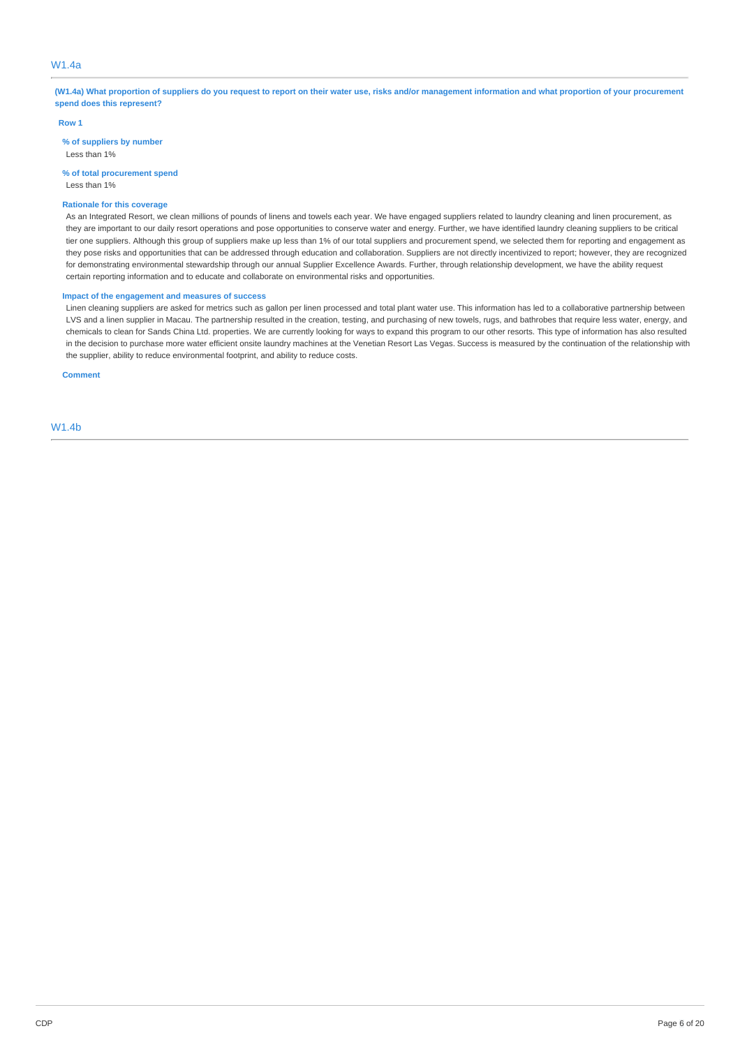## W1.4a

**(W1.4a) What proportion of suppliers do you request to report on their water use, risks and/or management information and what proportion of your procurement spend does this represent?**

**Row 1**

**% of suppliers by number**

Less than 1%

**% of total procurement spend**

Less than 1%

**Rationale for this coverage**

As an Integrated Resort, we clean millions of pounds of linens and towels each year. We have engaged suppliers related to laundry cleaning and linen procurement, as they are important to our daily resort operations and pose opportunities to conserve water and energy. Further, we have identified laundry cleaning suppliers to be critical tier one suppliers. Although this group of suppliers make up less than 1% of our total suppliers and procurement spend, we selected them for reporting and engagement as they pose risks and opportunities that can be addressed through education and collaboration. Suppliers are not directly incentivized to report; however, they are recognized for demonstrating environmental stewardship through our annual Supplier Excellence Awards. Further, through relationship development, we have the ability request certain reporting information and to educate and collaborate on environmental risks and opportunities.

**Impact of the engagement and measures of success**

Linen cleaning suppliers are asked for metrics such as gallon per linen processed and total plant water use. This information has led to a collaborative partnership between LVS and a linen supplier in Macau. The partnership resulted in the creation, testing, and purchasing of new towels, rugs, and bathrobes that require less water, energy, and chemicals to clean for Sands China Ltd. properties. We are currently looking for ways to expand this program to our other resorts. This type of information has also resulted in the decision to purchase more water efficient onsite laundry machines at the Venetian Resort Las Vegas. Success is measured by the continuation of the relationship with the supplier, ability to reduce environmental footprint, and ability to reduce costs.

**Comment**

## W1.4b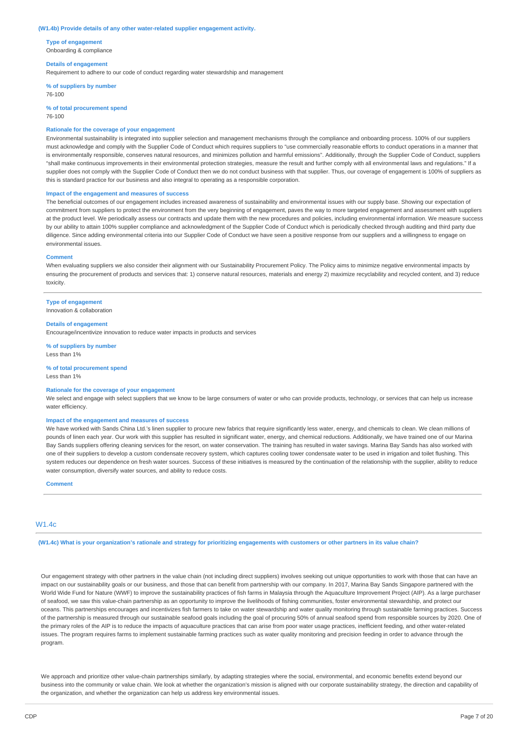**(W1.4b) Provide details of any other water-related supplier engagement activity.**

**Type of engagement**
Onboarding & compliance

**Details of engagement**
Requirement to adhere to our code of conduct regarding water stewardship and management

**% of suppliers by number**
76-100

**% of total procurement spend**
76-100

**Rationale for the coverage of your engagement**
Environmental sustainability is integrated into supplier selection and management mechanisms through the compliance and onboarding process. 100% of our suppliers must acknowledge and comply with the Supplier Code of Conduct which requires suppliers to "use commercially reasonable efforts to conduct operations in a manner that is environmentally responsible, conserves natural resources, and minimizes pollution and harmful emissions". Additionally, through the Supplier Code of Conduct, suppliers "shall make continuous improvements in their environmental protection strategies, measure the result and further comply with all environmental laws and regulations." If a supplier does not comply with the Supplier Code of Conduct then we do not conduct business with that supplier. Thus, our coverage of engagement is 100% of suppliers as this is standard practice for our business and also integral to operating as a responsible corporation.

**Impact of the engagement and measures of success**
The beneficial outcomes of our engagement includes increased awareness of sustainability and environmental issues with our supply base. Showing our expectation of commitment from suppliers to protect the environment from the very beginning of engagement, paves the way to more targeted engagement and assessment with suppliers at the product level. We periodically assess our contracts and update them with the new procedures and policies, including environmental information. We measure success by our ability to attain 100% supplier compliance and acknowledgment of the Supplier Code of Conduct which is periodically checked through auditing and third party due diligence. Since adding environmental criteria into our Supplier Code of Conduct we have seen a positive response from our suppliers and a willingness to engage on environmental issues.

**Comment**
When evaluating suppliers we also consider their alignment with our Sustainability Procurement Policy. The Policy aims to minimize negative environmental impacts by ensuring the procurement of products and services that: 1) conserve natural resources, materials and energy 2) maximize recyclability and recycled content, and 3) reduce toxicity.

---

**Type of engagement**
Innovation & collaboration

**Details of engagement**
Encourage/incentivize innovation to reduce water impacts in products and services

**% of suppliers by number**
Less than 1%

**% of total procurement spend**
Less than 1%

**Rationale for the coverage of your engagement**
We select and engage with select suppliers that we know to be large consumers of water or who can provide products, technology, or services that can help us increase water efficiency.

**Impact of the engagement and measures of success**
We have worked with Sands China Ltd.'s linen supplier to procure new fabrics that require significantly less water, energy, and chemicals to clean. We clean millions of pounds of linen each year. Our work with this supplier has resulted in significant water, energy, and chemical reductions. Additionally, we have trained one of our Marina Bay Sands suppliers offering cleaning services for the resort, on water conservation. The training has resulted in water savings. Marina Bay Sands has also worked with one of their suppliers to develop a custom condensate recovery system, which captures cooling tower condensate water to be used in irrigation and toilet flushing. This system reduces our dependence on fresh water sources. Success of these initiatives is measured by the continuation of the relationship with the supplier, ability to reduce water consumption, diversify water sources, and ability to reduce costs.

**Comment**

---

## W1.4c

**(W1.4c) What is your organization's rationale and strategy for prioritizing engagements with customers or other partners in its value chain?**

Our engagement strategy with other partners in the value chain (not including direct suppliers) involves seeking out unique opportunities to work with those that can have an impact on our sustainability goals or our business, and those that can benefit from partnership with our company. In 2017, Marina Bay Sands Singapore partnered with the World Wide Fund for Nature (WWF) to improve the sustainability practices of fish farms in Malaysia through the Aquaculture Improvement Project (AIP). As a large purchaser of seafood, we saw this value-chain partnership as an opportunity to improve the livelihoods of fishing communities, foster environmental stewardship, and protect our oceans. This partnerships encourages and incentivizes fish farmers to take on water stewardship and water quality monitoring through sustainable farming practices. Success of the partnership is measured through our sustainable seafood goals including the goal of procuring 50% of annual seafood spend from responsible sources by 2020. One of the primary roles of the AIP is to reduce the impacts of aquaculture practices that can arise from poor water usage practices, inefficient feeding, and other water-related issues. The program requires farms to implement sustainable farming practices such as water quality monitoring and precision feeding in order to advance through the program.

We approach and prioritize other value-chain partnerships similarly, by adapting strategies where the social, environmental, and economic benefits extend beyond our business into the community or value chain. We look at whether the organization's mission is aligned with our corporate sustainability strategy, the direction and capability of the organization, and whether the organization can help us address key environmental issues.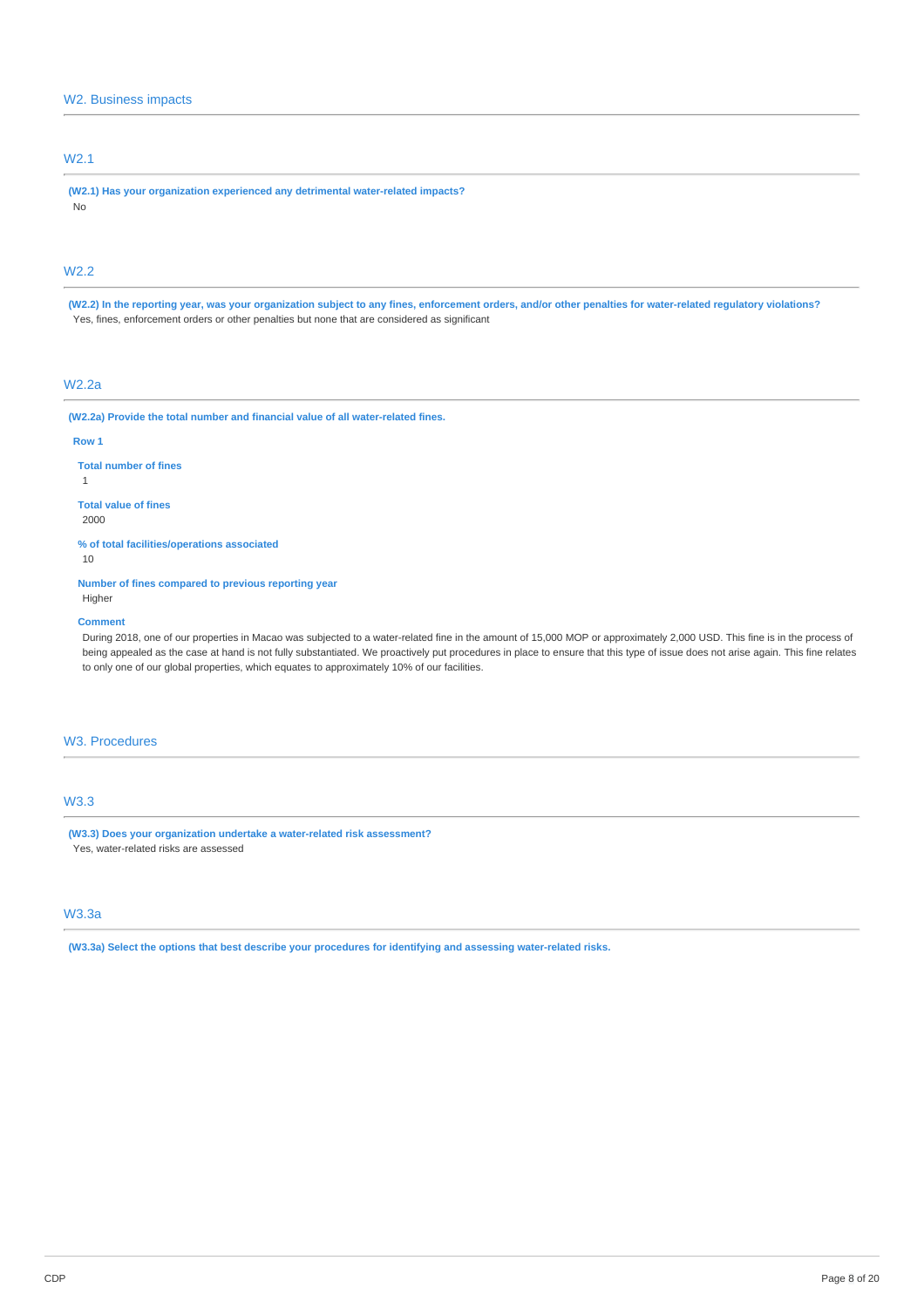## W2. Business impacts

### W2.1

**(W2.1) Has your organization experienced any detrimental water-related impacts?**

No

### W2.2

**(W2.2) In the reporting year, was your organization subject to any fines, enforcement orders, and/or other penalties for water-related regulatory violations?**

Yes, fines, enforcement orders or other penalties but none that are considered as significant

### W2.2a

**(W2.2a) Provide the total number and financial value of all water-related fines.**

**Row 1**

**Total number of fines**

1

**Total value of fines**

2000

**% of total facilities/operations associated**

10

**Number of fines compared to previous reporting year**

Higher

**Comment**

During 2018, one of our properties in Macao was subjected to a water-related fine in the amount of 15,000 MOP or approximately 2,000 USD. This fine is in the process of being appealed as the case at hand is not fully substantiated. We proactively put procedures in place to ensure that this type of issue does not arise again. This fine relates to only one of our global properties, which equates to approximately 10% of our facilities.

## W3. Procedures

### W3.3

**(W3.3) Does your organization undertake a water-related risk assessment?**

Yes, water-related risks are assessed

### W3.3a

**(W3.3a) Select the options that best describe your procedures for identifying and assessing water-related risks.**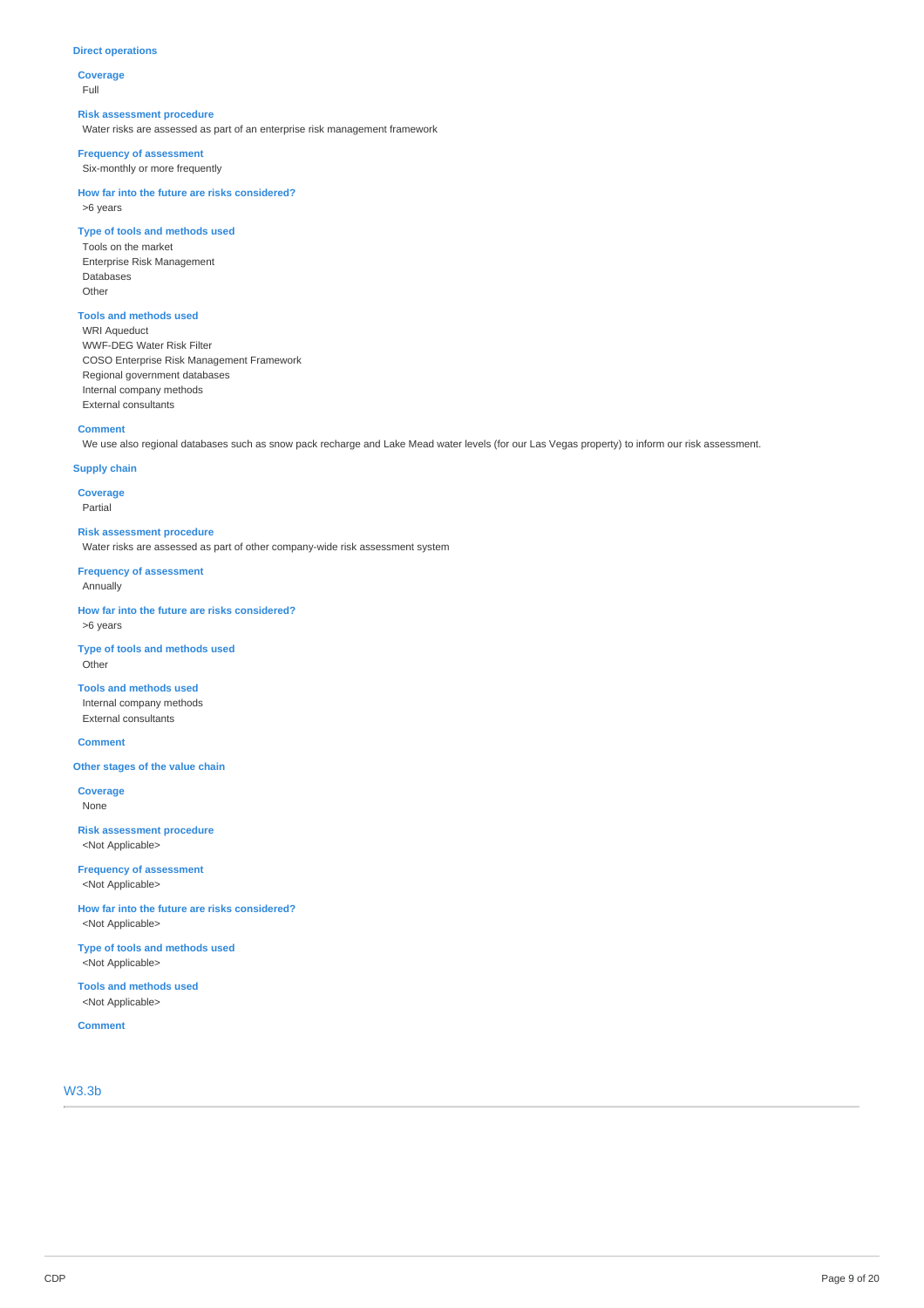### Direct operations

**Coverage**
Full

**Risk assessment procedure**
Water risks are assessed as part of an enterprise risk management framework

**Frequency of assessment**
Six-monthly or more frequently

**How far into the future are risks considered?**
>6 years

**Type of tools and methods used**
Tools on the market
Enterprise Risk Management
Databases
Other

**Tools and methods used**
WRI Aqueduct
WWF-DEG Water Risk Filter
COSO Enterprise Risk Management Framework
Regional government databases
Internal company methods
External consultants

**Comment**
We use also regional databases such as snow pack recharge and Lake Mead water levels (for our Las Vegas property) to inform our risk assessment.

### Supply chain

**Coverage**
Partial

**Risk assessment procedure**
Water risks are assessed as part of other company-wide risk assessment system

**Frequency of assessment**
Annually

**How far into the future are risks considered?**
>6 years

**Type of tools and methods used**
Other

**Tools and methods used**
Internal company methods
External consultants

**Comment**

### Other stages of the value chain

**Coverage**
None

**Risk assessment procedure**
<Not Applicable>

**Frequency of assessment**
<Not Applicable>

**How far into the future are risks considered?**
<Not Applicable>

**Type of tools and methods used**
<Not Applicable>

**Tools and methods used**
<Not Applicable>

**Comment**

## W3.3b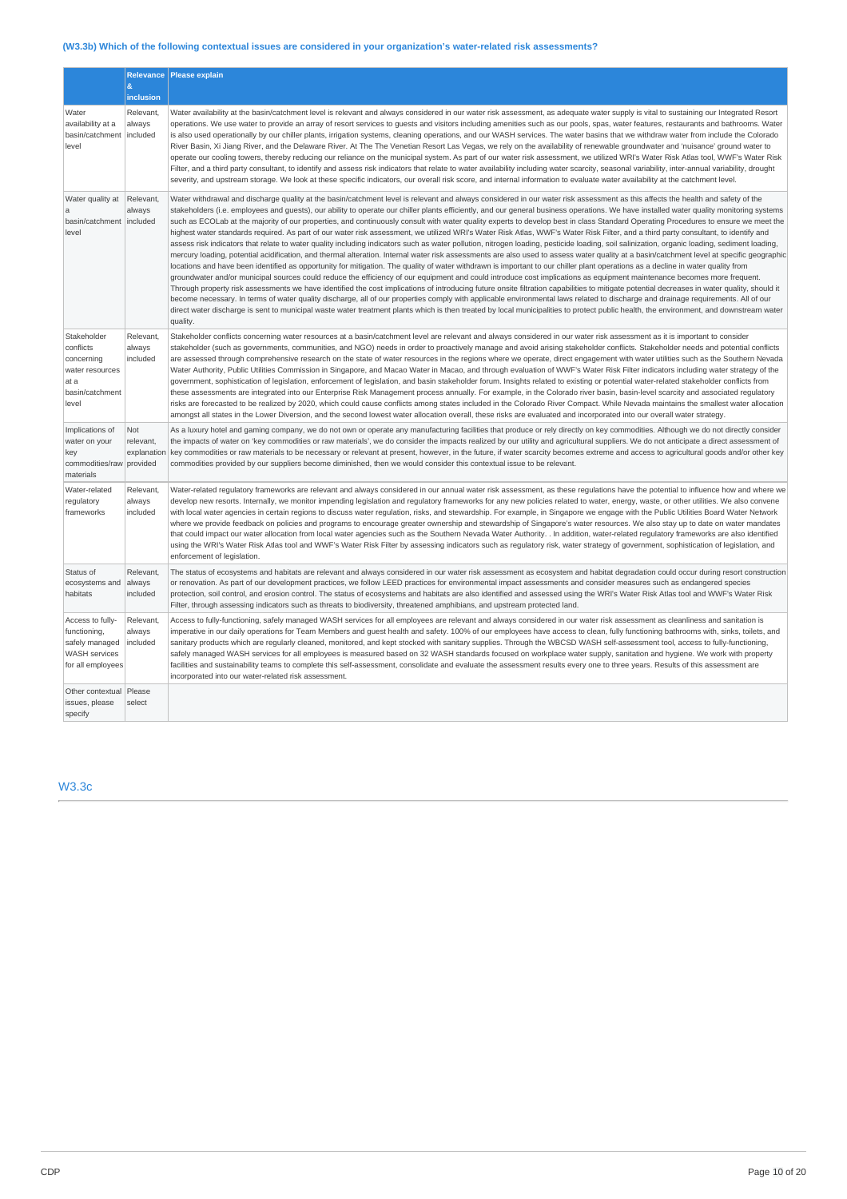### (W3.3b) Which of the following contextual issues are considered in your organization's water-related risk assessments?

| | Relevance & inclusion | Please explain |
|---|---|---|
| Water availability at a basin/catchment level | Relevant, always included | Water availability at the basin/catchment level is relevant and always considered in our water risk assessment, as adequate water supply is vital to sustaining our Integrated Resort operations. We use water to provide an array of resort services to guests and visitors including amenities such as our pools, spas, water features, restaurants and bathrooms. Water is also used operationally by our chiller plants, irrigation systems, cleaning operations, and our WASH services. The water basins that we withdraw water from include the Colorado River Basin, Xi Jiang River, and the Delaware River. At The The Venetian Resort Las Vegas, we rely on the availability of renewable groundwater and 'nuisance' ground water to operate our cooling towers, thereby reducing our reliance on the municipal system. As part of our water risk assessment, we utilized WRI's Water Risk Atlas tool, WWF's Water Risk Filter, and a third party consultant, to identify and assess risk indicators that relate to water availability including water scarcity, seasonal variability, inter-annual variability, drought severity, and upstream storage. We look at these specific indicators, our overall risk score, and internal information to evaluate water availability at the catchment level. |
| Water quality at a basin/catchment level | Relevant, always included | Water withdrawal and discharge quality at the basin/catchment level is relevant and always considered in our water risk assessment as this affects the health and safety of the stakeholders (i.e. employees and guests), our ability to operate our chiller plants efficiently, and our general business operations. We have installed water quality monitoring systems such as ECOLab at the majority of our properties, and continuously consult with water quality experts to develop best in class Standard Operating Procedures to ensure we meet the highest water standards required. As part of our water risk assessment, we utilized WRI's Water Risk Atlas, WWF's Water Risk Filter, and a third party consultant, to identify and assess risk indicators that relate to water quality including indicators such as water pollution, nitrogen loading, pesticide loading, soil salinization, organic loading, sediment loading, mercury loading, potential acidification, and thermal alteration. Internal water risk assessments are also used to assess water quality at a basin/catchment level at specific geographic locations and have been identified as opportunity for mitigation. The quality of water withdrawn is important to our chiller plant operations as a decline in water quality from groundwater and/or municipal sources could reduce the efficiency of our equipment and could introduce cost implications as equipment maintenance becomes more frequent. Through property risk assessments we have identified the cost implications of introducing future onsite filtration capabilities to mitigate potential decreases in water quality, should it become necessary. In terms of water quality discharge, all of our properties comply with applicable environmental laws related to discharge and drainage requirements. All of our direct water discharge is sent to municipal waste water treatment plants which is then treated by local municipalities to protect public health, the environment, and downstream water quality. |
| Stakeholder conflicts concerning water resources at a basin/catchment level | Relevant, always included | Stakeholder conflicts concerning water resources at a basin/catchment level are relevant and always considered in our water risk assessment as it is important to consider stakeholder (such as governments, communities, and NGO) needs in order to proactively manage and avoid arising stakeholder conflicts. Stakeholder needs and potential conflicts are assessed through comprehensive research on the state of water resources in the regions where we operate, direct engagement with water utilities such as the Southern Nevada Water Authority, Public Utilities Commission in Singapore, and Macao Water in Macao, and through evaluation of WWF's Water Risk Filter indicators including water strategy of the government, sophistication of legislation, enforcement of legislation, and basin stakeholder forum. Insights related to existing or potential water-related stakeholder conflicts from these assessments are integrated into our Enterprise Risk Management process annually. For example, in the Colorado river basin, basin-level scarcity and associated regulatory risks are forecasted to be realized by 2020, which could cause conflicts among states included in the Colorado River Compact. While Nevada maintains the smallest water allocation amongst all states in the Lower Diversion, and the second lowest water allocation overall, these risks are evaluated and incorporated into our overall water strategy. |
| Implications of water on your key commodities/raw materials | Not relevant, explanation provided | As a luxury hotel and gaming company, we do not own or operate any manufacturing facilities that produce or rely directly on key commodities. Although we do not directly consider the impacts of water on 'key commodities or raw materials', we do consider the impacts realized by our utility and agricultural suppliers. We do not anticipate a direct assessment of key commodities or raw materials to be necessary or relevant at present, however, in the future, if water scarcity becomes extreme and access to agricultural goods and/or other key commodities provided by our suppliers become diminished, then we would consider this contextual issue to be relevant. |
| Water-related regulatory frameworks | Relevant, always included | Water-related regulatory frameworks are relevant and always considered in our annual water risk assessment, as these regulations have the potential to influence how and where we develop new resorts. Internally, we monitor impending legislation and regulatory frameworks for any new policies related to water, energy, waste, or other utilities. We also convene with local water agencies in certain regions to discuss water regulation, risks, and stewardship. For example, in Singapore we engage with the Public Utilities Board Water Network where we provide feedback on policies and programs to encourage greater ownership and stewardship of Singapore's water resources. We also stay up to date on water mandates that could impact our water allocation from local water agencies such as the Southern Nevada Water Authority. . In addition, water-related regulatory frameworks are also identified using the WRI's Water Risk Atlas tool and WWF's Water Risk Filter by assessing indicators such as regulatory risk, water strategy of government, sophistication of legislation, and enforcement of legislation. |
| Status of ecosystems and habitats | Relevant, always included | The status of ecosystems and habitats are relevant and always considered in our water risk assessment as ecosystem and habitat degradation could occur during resort construction or renovation. As part of our development practices, we follow LEED practices for environmental impact assessments and consider measures such as endangered species protection, soil control, and erosion control. The status of ecosystems and habitats are also identified and assessed using the WRI's Water Risk Atlas tool and WWF's Water Risk Filter, through assessing indicators such as threats to biodiversity, threatened amphibians, and upstream protected land. |
| Access to fully-functioning, safely managed WASH services for all employees | Relevant, always included | Access to fully-functioning, safely managed WASH services for all employees are relevant and always considered in our water risk assessment as cleanliness and sanitation is imperative in our daily operations for Team Members and guest health and safety. 100% of our employees have access to clean, fully functioning bathrooms with sinks, toilets, and sanitary products which are regularly cleaned, monitored, and kept stocked with sanitary supplies. Through the WBCSD WASH self-assessment tool, access to fully-functioning, safely managed WASH services for all employees is measured based on 32 WASH standards focused on workplace water supply, sanitation and hygiene. We work with property facilities and sustainability teams to complete this self-assessment, consolidate and evaluate the assessment results every one to three years. Results of this assessment are incorporated into our water-related risk assessment. |
| Other contextual issues, please specify | Please select | |

## W3.3c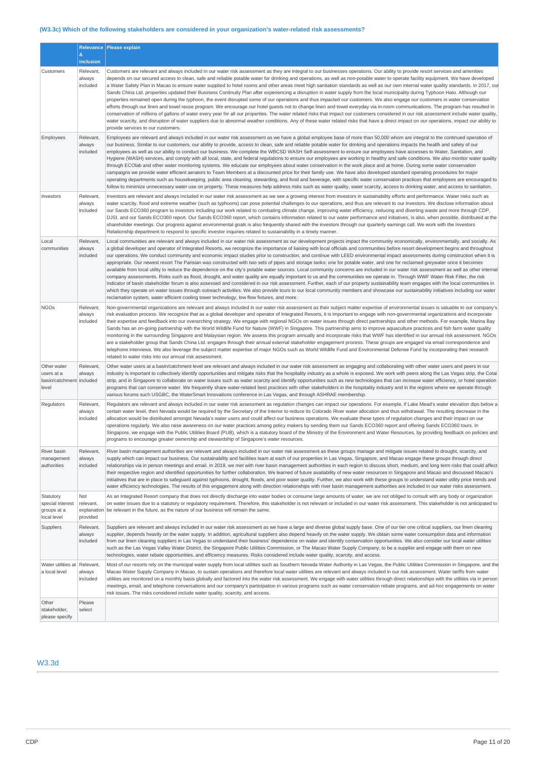### (W3.3c) Which of the following stakeholders are considered in your organization's water-related risk assessments?

| | Relevance & inclusion | Please explain |
|---|---|---|
| Customers | Relevant, always included | Customers are relevant and always included in our water risk assessment as they are integral to our businesses operations. Our ability to provide resort services and amenities depends on our secured access to clean, safe and reliable potable water for drinking and operations, as well as non-potable water to operate facility equipment. We have developed a Water Safety Plan in Macao to ensure water supplied to hotel rooms and other areas meet high sanitation standards as well as our own internal water quality standards. In 2017, our Sands China Ltd. properties updated their Business Continuity Plan after experiencing a disruption in water supply from the local municipality during Typhoon Hato. Although our properties remained open during the typhoon, the event disrupted some of our operations and thus impacted our customers. We also engage our customers in water conservation efforts through our linen and towel reuse program. We encourage our hotel guests not to change linen and towel everyday via in-room communications. The program has resulted in conservation of millions of gallons of water every year for all our properties. The water related risks that impact our customers considered in our risk assessment include water quality, water scarcity, and disruption of water suppliers due to abnormal weather conditions. Any of these water related risks that have a direct impact on our operations, impact our ability to provide services to our customers. |
| Employees | Relevant, always included | Employees are relevant and always included in our water risk assessment as we have a global employee base of more than 50,000 whom are integral to the continued operation of our business. Similar to our customers, our ability to provide, access to clean, safe and reliable potable water for drinking and operations impacts the health and safety of our employees as well as our ability to conduct our business. We complete the WBCSD WASH Self-assessment to ensure our employees have accesses to Water, Sanitation, and Hygiene (WASH) services, and comply with all local, state, and federal regulations to ensure our employees are working in healthy and safe conditions. We also monitor water quality through ECOlab and other water monitoring systems. We educate our employees about water conservation in the work place and at home. During some water conservation campaigns we provide water efficient aerators to Team Members at a discounted price for their family use. We have also developed standard operating procedures for major operating departments such as housekeeping, public area cleaning, stewarding, and food and beverage, with specific water conservation practices that employees are encouraged to follow to minimize unnecessary water use on property. These measures help address risks such as water quality, water scarcity, access to drinking water, and access to sanitation. |
| Investors | Relevant, always included | Investors are relevant and always included in our water risk assessment as we see a growing interest from investors in sustainability efforts and performance. Water risks such as water scarcity, flood and extreme weather (such as typhoons) can pose potential challenges to our operations, and thus are relevant to our investors. We disclose information about our Sands ECO360 program to investors including our work related to combating climate change, improving water efficiency, reducing and diverting waste and more through CDP, DJSI, and our Sands ECO360 report. Our Sands ECO360 report, which contains information related to our water performance and initiatives, is also, when possible, distributed at the shareholder meetings. Our progress against environmental goals is also frequently shared with the investors through our quarterly earnings call. We work with the Investors Relationship department to respond to specific investor inquiries related to sustainability in a timely manner. |
| Local communities | Relevant, always included | Local communities are relevant and always included in our water risk assessment as our development projects impact the community economically, environmentally, and socially. As a global developer and operator of Integrated Resorts, we recognize the importance of liaising with local officials and communities before resort development begins and throughout our operations. We conduct community and economic impact studies prior to construction, and continue with LEED environmental impact assessments during construction when it is appropriate. Our newest resort The Parisian was constructed with two sets of pipes and storage tanks: one for potable water, and one for reclaimed greywater once it becomes available from local utility to reduce the dependence on the city's potable water sources. Local community concerns are included in our water risk assessment as well as other internal company assessments. Risks such as flood, drought, and water quality are equally important to us and the communities we operate in. Through WWF Water Risk Filter, the risk indicator of basin stakeholder forum is also assessed and considered in our risk assessment. Further, each of our property sustainability team engages with the local communities in which they operate on water issues through outreach activities. We also provide tours to our local community members and showcase our sustainability initiatives including our water reclamation system, water efficient cooling tower technology, low flow fixtures, and more. |
| NGOs | Relevant, always included | Non-governmental organizations are relevant and always included in our water risk assessment as their subject matter expertise of environmental issues is valuable to our company's risk evaluation process. We recognize that as a global developer and operator of Integrated Resorts, it is important to engage with non-governmental organizations and incorporate their expertise and feedback into our overarching strategy. We engage with regional NGOs on water issues through direct partnerships and other methods. For example, Marina Bay Sands has an on-going partnership with the World Wildlife Fund for Nature (WWF) in Singapore. This partnership aims to improve aquaculture practices and fish farm water quality monitoring in the surrounding Singapore and Malaysian region. We assess this program annually and incorporate risks that WWF has identified in our annual risk assessment. NGOs are a stakeholder group that Sands China Ltd. engages through their annual external stakeholder engagement process. These groups are engaged via email correspondence and telephone interviews. We also leverage the subject matter expertise of major NGOs such as World Wildlife Fund and Environmental Defense Fund by incorporating their research related to water risks into our annual risk assessment. |
| Other water users at a basin/catchment level | Relevant, always included | Other water users at a basin/catchment level are relevant and always included in our water risk assessment as engaging and collaborating with other water users and peers in our industry is important to collectively identify opportunities and mitigate risks that the hospitality industry as a whole is exposed. We work with peers along the Las Vegas strip, the Cotai strip, and in Singapore to collaborate on water issues such as water scarcity and identify opportunities such as new technologies that can increase water efficiency, or hotel operation programs that can conserve water. We frequently share water-related best practices with other stakeholders in the hospitality industry and in the regions where we operate through various forums such USGBC, the WaterSmart Innovations conference in Las Vegas, and through ASHRAE membership. |
| Regulators | Relevant, always included | Regulators are relevant and always included in our water risk assessment as regulation changes can impact our operations. For example, if Lake Mead's water elevation dips below a certain water level, then Nevada would be required by the Secretary of the Interior to reduce its Colorado River water allocation and thus withdrawal. The resulting decrease in the allocation would be distributed amongst Nevada's water users and could affect our business operations. We evaluate these types of regulation changes and their impact on our operations regularly. We also raise awareness on our water practices among policy makers by sending them our Sands ECO360 report and offering Sands ECO360 tours. In Singapore, we engage with the Public Utilities Board (PUB), which is a statutory board of the Ministry of the Environment and Water Resources, by providing feedback on policies and programs to encourage greater ownership and stewardship of Singapore's water resources. |
| River basin management authorities | Relevant, always included | River basin management authorities are relevant and always included in our water risk assessment as these groups manage and mitigate issues related to drought, scarcity, and supply which can impact our business. Our sustainability and facilities team at each of our properties in Las Vegas, Singapore, and Macao engage these groups through direct relationships via in person meetings and email. In 2018, we met with river basin management authorities in each region to discuss short, medium, and long term risks that could affect their respective region and identified opportunities for further collaboration. We learned of future availability of new water resources in Singapore and Macao and discussed Macao's initiatives that are in place to safeguard against typhoons, drought, floods, and poor water quality. Further, we also work with these groups to understand water utility price trends and water efficiency technologies. The results of this engagement along with direction relationships with river basin management authorities are included in our water risks assessment. |
| Statutory special interest groups at a local level | Not relevant, explanation provided | As an Integrated Resort company that does not directly discharge into water bodies or consume large amounts of water, we are not obliged to consult with any body or organization on water issues due to a statutory or regulatory requirement. Therefore, this stakeholder is not relevant or included in our water risk assessment. This stakeholder is not anticipated to be relevant in the future, as the nature of our business will remain the same. |
| Suppliers | Relevant, always included | Suppliers are relevant and always included in our water risk assessment as we have a large and diverse global supply base. One of our tier one critical suppliers, our linen cleaning supplier, depends heavily on the water supply. In addition, agricultural suppliers also depend heavily on the water supply. We obtain some water consumption data and information from our linen cleaning suppliers in Las Vegas to understand their business' dependence on water and identify conservation opportunities. We also consider our local water utilities such as the Las Vegas Valley Water District, the Singapore Public Utilities Commission, or The Macao Water Supply Company, to be a supplier and engage with them on new technologies, water rebate opportunities, and efficiency measures. Risks considered include water quality, scarcity, and access. |
| Water utilities at a local level | Relevant, always included | Most of our resorts rely on the municipal water supply from local utilities such as Southern Nevada Water Authority in Las Vegas, the Public Utilities Commission in Singapore, and the Macao Water Supply Company in Macao, to sustain operations and therefore local water utilities are relevant and always included in our risk assessment. Water tariffs from water utilities are monitored on a monthly basis globally and factored into the water risk assessment. We engage with water utilities through direct relationships with the utilities via in person meetings, email, and telephone conversations and our company's participation in various programs such as water conservation rebate programs, and ad-hoc engagements on water risk issues. The risks considered include water quality, scarcity, and access. |
| Other stakeholder, please specify | Please select | |

## W3.3d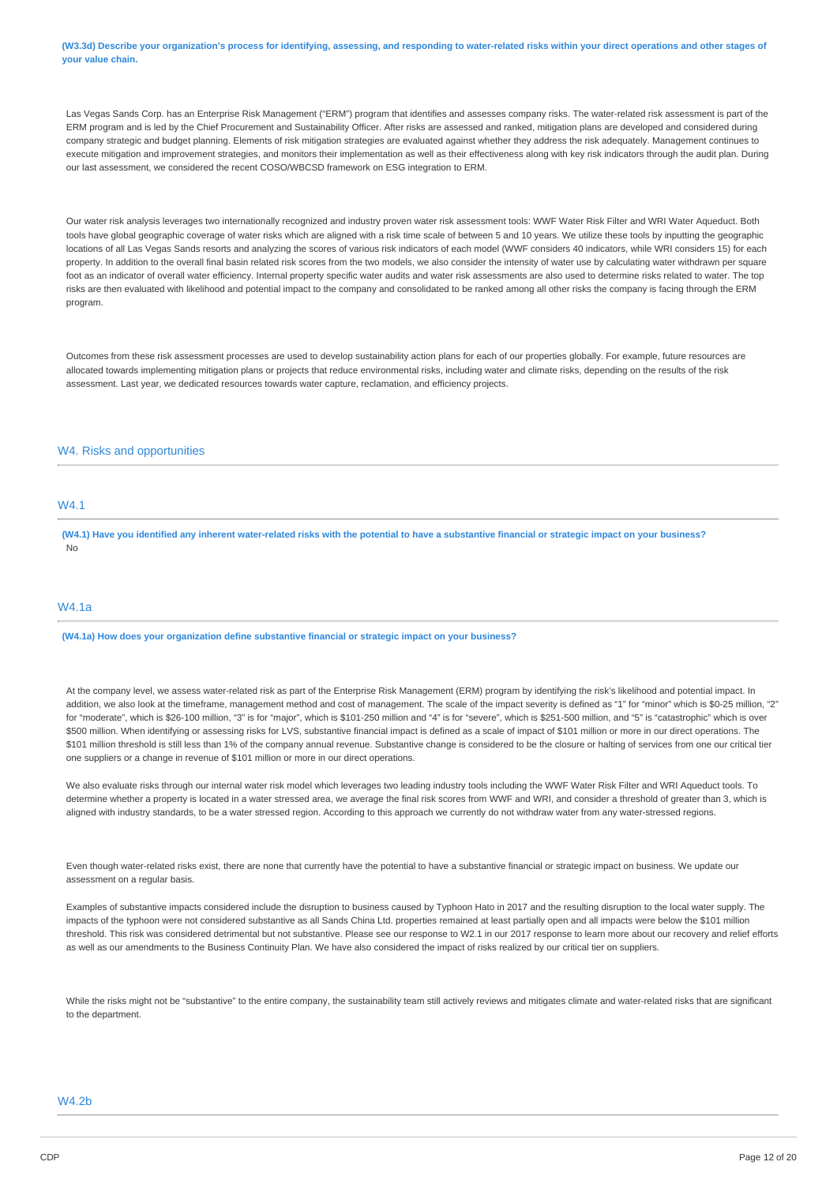**(W3.3d) Describe your organization's process for identifying, assessing, and responding to water-related risks within your direct operations and other stages of your value chain.**

Las Vegas Sands Corp. has an Enterprise Risk Management ("ERM") program that identifies and assesses company risks. The water-related risk assessment is part of the ERM program and is led by the Chief Procurement and Sustainability Officer. After risks are assessed and ranked, mitigation plans are developed and considered during company strategic and budget planning. Elements of risk mitigation strategies are evaluated against whether they address the risk adequately. Management continues to execute mitigation and improvement strategies, and monitors their implementation as well as their effectiveness along with key risk indicators through the audit plan. During our last assessment, we considered the recent COSO/WBCSD framework on ESG integration to ERM.

Our water risk analysis leverages two internationally recognized and industry proven water risk assessment tools: WWF Water Risk Filter and WRI Water Aqueduct. Both tools have global geographic coverage of water risks which are aligned with a risk time scale of between 5 and 10 years. We utilize these tools by inputting the geographic locations of all Las Vegas Sands resorts and analyzing the scores of various risk indicators of each model (WWF considers 40 indicators, while WRI considers 15) for each property. In addition to the overall final basin related risk scores from the two models, we also consider the intensity of water use by calculating water withdrawn per square foot as an indicator of overall water efficiency. Internal property specific water audits and water risk assessments are also used to determine risks related to water. The top risks are then evaluated with likelihood and potential impact to the company and consolidated to be ranked among all other risks the company is facing through the ERM program.

Outcomes from these risk assessment processes are used to develop sustainability action plans for each of our properties globally. For example, future resources are allocated towards implementing mitigation plans or projects that reduce environmental risks, including water and climate risks, depending on the results of the risk assessment. Last year, we dedicated resources towards water capture, reclamation, and efficiency projects.

## W4. Risks and opportunities

### W4.1

**(W4.1) Have you identified any inherent water-related risks with the potential to have a substantive financial or strategic impact on your business?**

No

### W4.1a

**(W4.1a) How does your organization define substantive financial or strategic impact on your business?**

At the company level, we assess water-related risk as part of the Enterprise Risk Management (ERM) program by identifying the risk's likelihood and potential impact. In addition, we also look at the timeframe, management method and cost of management. The scale of the impact severity is defined as "1" for "minor" which is $0-25 million, "2" for "moderate", which is $26-100 million, "3" is for "major", which is $101-250 million and "4" is for "severe", which is $251-500 million, and "5" is "catastrophic" which is over $500 million. When identifying or assessing risks for LVS, substantive financial impact is defined as a scale of impact of $101 million or more in our direct operations. The $101 million threshold is still less than 1% of the company annual revenue. Substantive change is considered to be the closure or halting of services from one our critical tier one suppliers or a change in revenue of $101 million or more in our direct operations.

We also evaluate risks through our internal water risk model which leverages two leading industry tools including the WWF Water Risk Filter and WRI Aqueduct tools. To determine whether a property is located in a water stressed area, we average the final risk scores from WWF and WRI, and consider a threshold of greater than 3, which is aligned with industry standards, to be a water stressed region. According to this approach we currently do not withdraw water from any water-stressed regions.

Even though water-related risks exist, there are none that currently have the potential to have a substantive financial or strategic impact on business. We update our assessment on a regular basis.

Examples of substantive impacts considered include the disruption to business caused by Typhoon Hato in 2017 and the resulting disruption to the local water supply. The impacts of the typhoon were not considered substantive as all Sands China Ltd. properties remained at least partially open and all impacts were below the $101 million threshold. This risk was considered detrimental but not substantive. Please see our response to W2.1 in our 2017 response to learn more about our recovery and relief efforts as well as our amendments to the Business Continuity Plan. We have also considered the impact of risks realized by our critical tier on suppliers.

While the risks might not be "substantive" to the entire company, the sustainability team still actively reviews and mitigates climate and water-related risks that are significant to the department.

### W4.2b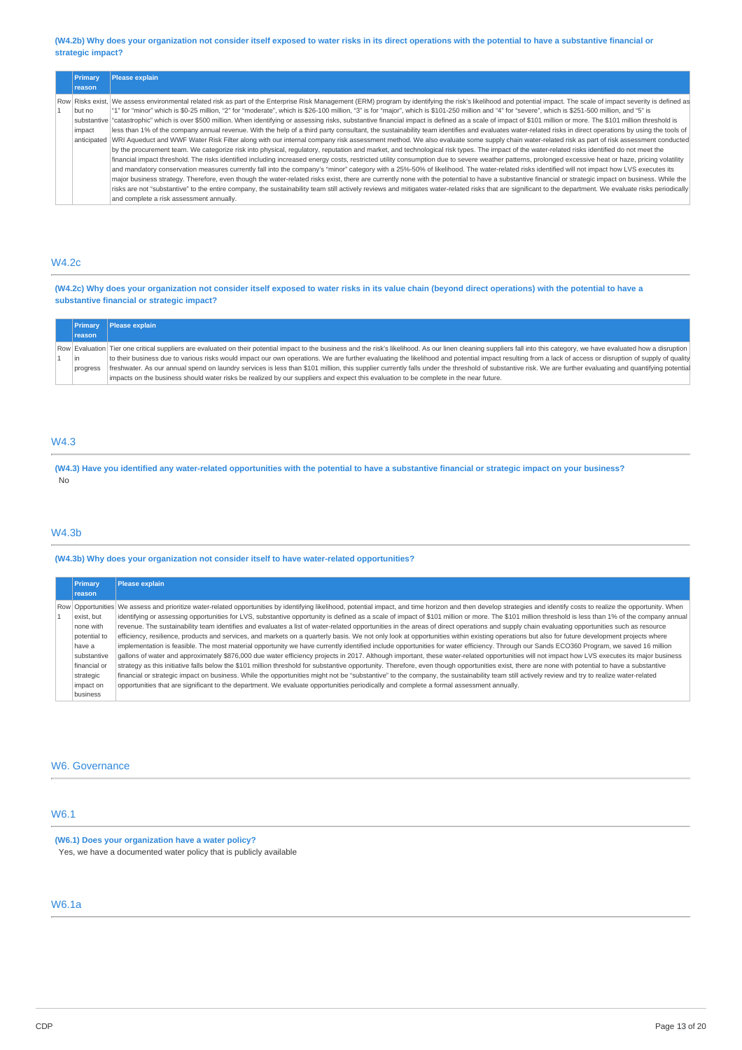**(W4.2b) Why does your organization not consider itself exposed to water risks in its direct operations with the potential to have a substantive financial or strategic impact?**

| | Primary reason | Please explain |
|---|---|---|
| Row 1 | Risks exist, but no substantive impact anticipated | We assess environmental related risk as part of the Enterprise Risk Management (ERM) program by identifying the risk's likelihood and potential impact. The scale of impact severity is defined as "1" for "minor" which is $0-25 million, "2" for "moderate", which is $26-100 million, "3" is for "major", which is $101-250 million and "4" for "severe", which is $251-500 million, and "5" is "catastrophic" which is over $500 million. When identifying or assessing risks, substantive financial impact is defined as a scale of impact of $101 million or more. The $101 million threshold is less than 1% of the company annual revenue. With the help of a third party consultant, the sustainability team identifies and evaluates water-related risks in direct operations by using the tools of WRI Aqueduct and WWF Water Risk Filter along with our internal company risk assessment method. We also evaluate some supply chain water-related risk as part of risk assessment conducted by the procurement team. We categorize risk into physical, regulatory, reputation and market, and technological risk types. The impact of the water-related risks identified do not meet the financial impact threshold. The risks identified including increased energy costs, restricted utility consumption due to severe weather patterns, prolonged excessive heat or haze, pricing volatility and mandatory conservation measures currently fall into the company's "minor" category with a 25%-50% of likelihood. The water-related risks identified will not impact how LVS executes its major business strategy. Therefore, even though the water-related risks exist, there are currently none with the potential to have a substantive financial or strategic impact on business. While the risks are not "substantive" to the entire company, the sustainability team still actively reviews and mitigates water-related risks that are significant to the department. We evaluate risks periodically and complete a risk assessment annually. |

## W4.2c

**(W4.2c) Why does your organization not consider itself exposed to water risks in its value chain (beyond direct operations) with the potential to have a substantive financial or strategic impact?**

| | Primary reason | Please explain |
|---|---|---|
| Row 1 | Evaluation in progress | Tier one critical suppliers are evaluated on their potential impact to the business and the risk's likelihood. As our linen cleaning suppliers fall into this category, we have evaluated how a disruption to their business due to various risks would impact our own operations. We are further evaluating the likelihood and potential impact resulting from a lack of access or disruption of supply of quality freshwater. As our annual spend on laundry services is less than $101 million, this supplier currently falls under the threshold of substantive risk. We are further evaluating and quantifying potential impacts on the business should water risks be realized by our suppliers and expect this evaluation to be complete in the near future. |

## W4.3

**(W4.3) Have you identified any water-related opportunities with the potential to have a substantive financial or strategic impact on your business?**

No

## W4.3b

**(W4.3b) Why does your organization not consider itself to have water-related opportunities?**

| | Primary reason | Please explain |
|---|---|---|
| Row 1 | Opportunities exist, but none with potential to have a substantive financial or strategic impact on business | We assess and prioritize water-related opportunities by identifying likelihood, potential impact, and time horizon and then develop strategies and identify costs to realize the opportunity. When identifying or assessing opportunities for LVS, substantive opportunity is defined as a scale of impact of $101 million or more. The $101 million threshold is less than 1% of the company annual revenue. The sustainability team identifies and evaluates a list of water-related opportunities in the areas of direct operations and supply chain evaluating opportunities such as resource efficiency, resilience, products and services, and markets on a quarterly basis. We not only look at opportunities within existing operations but also for future development projects where implementation is feasible. The most material opportunity we have currently identified include opportunities for water efficiency. Through our Sands ECO360 Program, we saved 16 million gallons of water and approximately $876,000 due water efficiency projects in 2017. Although important, these water-related opportunities will not impact how LVS executes its major business strategy as this initiative falls below the $101 million threshold for substantive opportunity. Therefore, even though opportunities exist, there are none with potential to have a substantive financial or strategic impact on business. While the opportunities might not be "substantive" to the company, the sustainability team still actively review and try to realize water-related opportunities that are significant to the department. We evaluate opportunities periodically and complete a formal assessment annually. |

## W6. Governance

## W6.1

**(W6.1) Does your organization have a water policy?**

Yes, we have a documented water policy that is publicly available

## W6.1a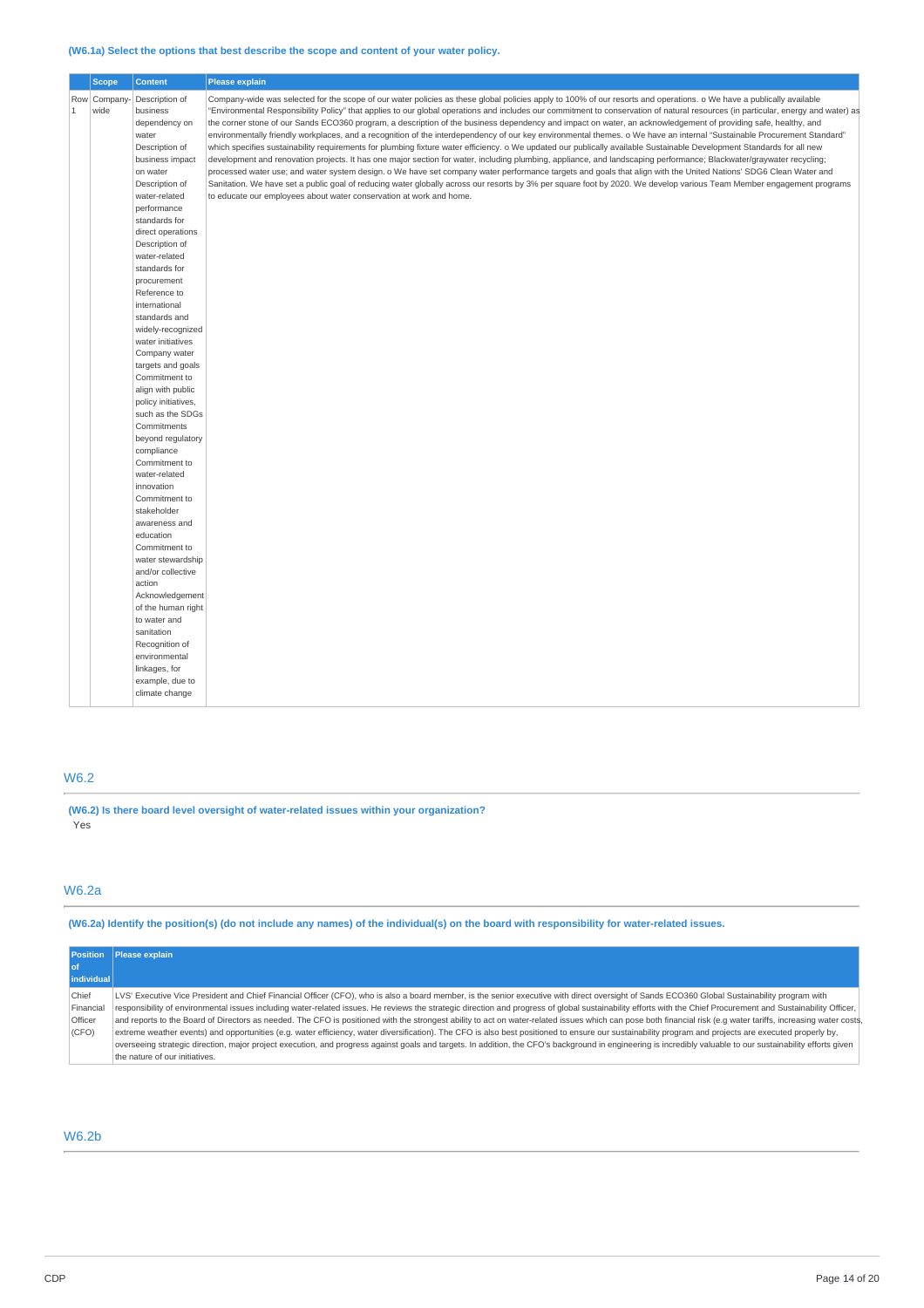**(W6.1a) Select the options that best describe the scope and content of your water policy.**

| | Scope | Content | Please explain |
|---|---|---|---|
| Row 1 | Company-wide | Description of business dependency on water<br>Description of business impact on water<br>Description of water-related performance standards for direct operations<br>Description of water-related standards for procurement<br>Reference to international standards and widely-recognized water initiatives<br>Company water targets and goals<br>Commitment to align with public policy initiatives, such as the SDGs<br>Commitments beyond regulatory compliance<br>Commitment to water-related innovation<br>Commitment to stakeholder awareness and education<br>Commitment to water stewardship and/or collective action<br>Acknowledgement of the human right to water and sanitation<br>Recognition of environmental linkages, for example, due to climate change | Company-wide was selected for the scope of our water policies as these global policies apply to 100% of our resorts and operations. o We have a publically available "Environmental Responsibility Policy" that applies to our global operations and includes our commitment to conservation of natural resources (in particular, energy and water) as the corner stone of our Sands ECO360 program, a description of the business dependency and impact on water, an acknowledgement of providing safe, healthy, and environmentally friendly workplaces, and a recognition of the interdependency of our key environmental themes. o We have an internal "Sustainable Procurement Standard" which specifies sustainability requirements for plumbing fixture water efficiency. o We updated our publically available Sustainable Development Standards for all new development and renovation projects. It has one major section for water, including plumbing, appliance, and landscaping performance; Blackwater/graywater recycling; processed water use; and water system design. o We have set company water performance targets and goals that align with the United Nations' SDG6 Clean Water and Sanitation. We have set a public goal of reducing water globally across our resorts by 3% per square foot by 2020. We develop various Team Member engagement programs to educate our employees about water conservation at work and home. |

## W6.2

**(W6.2) Is there board level oversight of water-related issues within your organization?**

Yes

## W6.2a

**(W6.2a) Identify the position(s) (do not include any names) of the individual(s) on the board with responsibility for water-related issues.**

| Position of individual | Please explain |
|---|---|
| Chief Financial Officer (CFO) | LVS' Executive Vice President and Chief Financial Officer (CFO), who is also a board member, is the senior executive with direct oversight of Sands ECO360 Global Sustainability program with responsibility of environmental issues including water-related issues. He reviews the strategic direction and progress of global sustainability efforts with the Chief Procurement and Sustainability Officer, and reports to the Board of Directors as needed. The CFO is positioned with the strongest ability to act on water-related issues which can pose both financial risk (e.g water tariffs, increasing water costs, extreme weather events) and opportunities (e.g. water efficiency, water diversification). The CFO is also best positioned to ensure our sustainability program and projects are executed properly by, overseeing strategic direction, major project execution, and progress against goals and targets. In addition, the CFO's background in engineering is incredibly valuable to our sustainability efforts given the nature of our initiatives. |

## W6.2b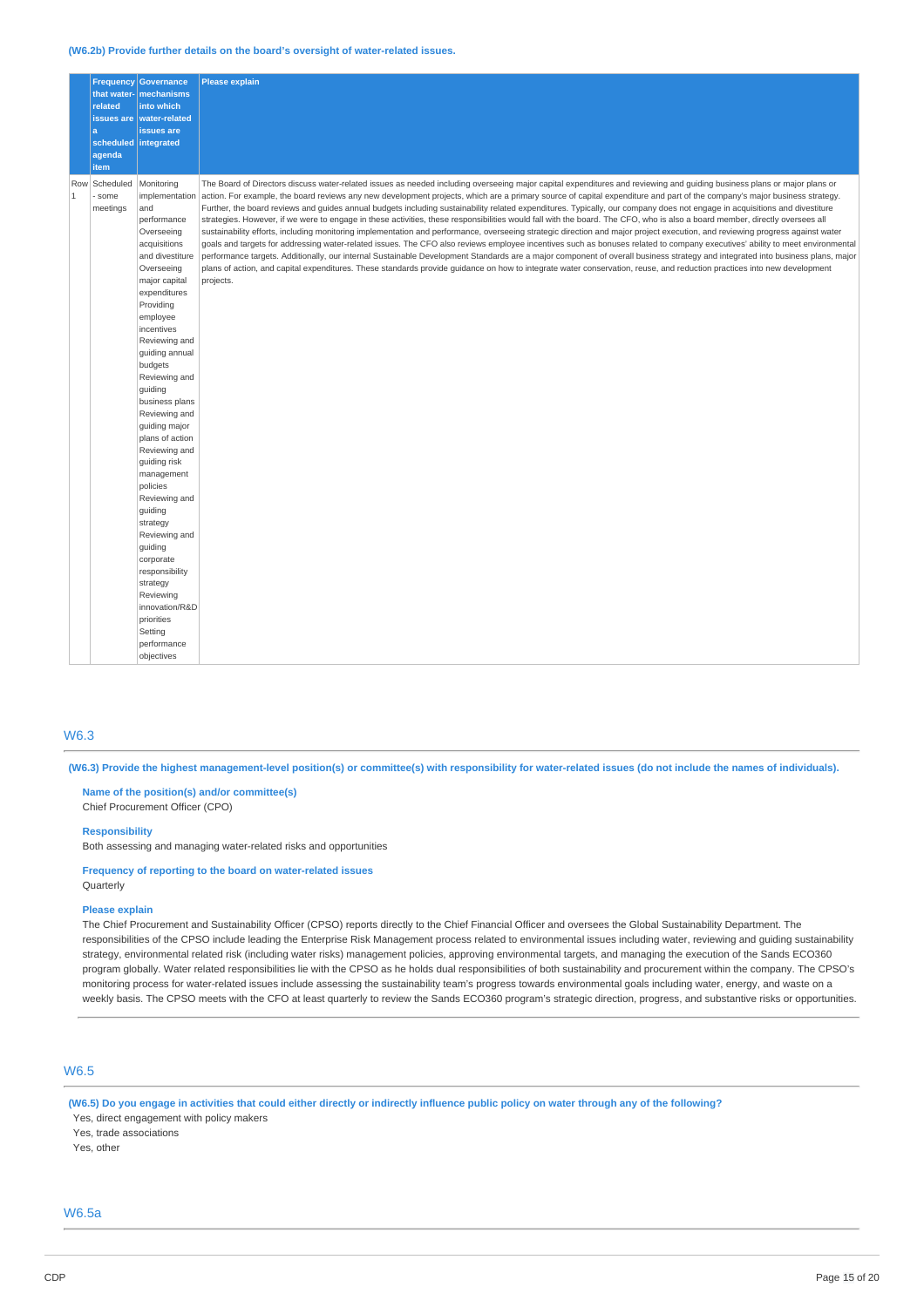**(W6.2b) Provide further details on the board's oversight of water-related issues.**

| | Frequency that water-related issues are a scheduled agenda item | Governance mechanisms into which water-related issues are integrated | Please explain |
|---|---|---|---|
| Row 1 | Scheduled - some meetings | Monitoring implementation and performance Overseeing acquisitions and divestiture Overseeing major capital expenditures Providing employee incentives Reviewing and guiding annual budgets Reviewing and guiding business plans Reviewing and guiding major plans of action Reviewing and guiding risk management policies Reviewing and guiding strategy Reviewing and guiding corporate responsibility strategy Reviewing innovation/R&D priorities Setting performance objectives | The Board of Directors discuss water-related issues as needed including overseeing major capital expenditures and reviewing and guiding business plans or major plans or action. For example, the board reviews any new development projects, which are a primary source of capital expenditure and part of the company's major business strategy. Further, the board reviews and guides annual budgets including sustainability related expenditures. Typically, our company does not engage in acquisitions and divestiture strategies. However, if we were to engage in these activities, these responsibilities would fall with the board. The CFO, who is also a board member, directly oversees all sustainability efforts, including monitoring implementation and performance, overseeing strategic direction and major project execution, and reviewing progress against water goals and targets for addressing water-related issues. The CFO also reviews employee incentives such as bonuses related to company executives' ability to meet environmental performance targets. Additionally, our internal Sustainable Development Standards are a major component of overall business strategy and integrated into business plans, major plans of action, and capital expenditures. These standards provide guidance on how to integrate water conservation, reuse, and reduction practices into new development projects. |

## W6.3

**(W6.3) Provide the highest management-level position(s) or committee(s) with responsibility for water-related issues (do not include the names of individuals).**

**Name of the position(s) and/or committee(s)**
Chief Procurement Officer (CPO)

**Responsibility**
Both assessing and managing water-related risks and opportunities

**Frequency of reporting to the board on water-related issues**
Quarterly

**Please explain**
The Chief Procurement and Sustainability Officer (CPSO) reports directly to the Chief Financial Officer and oversees the Global Sustainability Department. The responsibilities of the CPSO include leading the Enterprise Risk Management process related to environmental issues including water, reviewing and guiding sustainability strategy, environmental related risk (including water risks) management policies, approving environmental targets, and managing the execution of the Sands ECO360 program globally. Water related responsibilities lie with the CPSO as he holds dual responsibilities of both sustainability and procurement within the company. The CPSO's monitoring process for water-related issues include assessing the sustainability team's progress towards environmental goals including water, energy, and waste on a weekly basis. The CPSO meets with the CFO at least quarterly to review the Sands ECO360 program's strategic direction, progress, and substantive risks or opportunities.

## W6.5

**(W6.5) Do you engage in activities that could either directly or indirectly influence public policy on water through any of the following?**

Yes, direct engagement with policy makers
Yes, trade associations
Yes, other

## W6.5a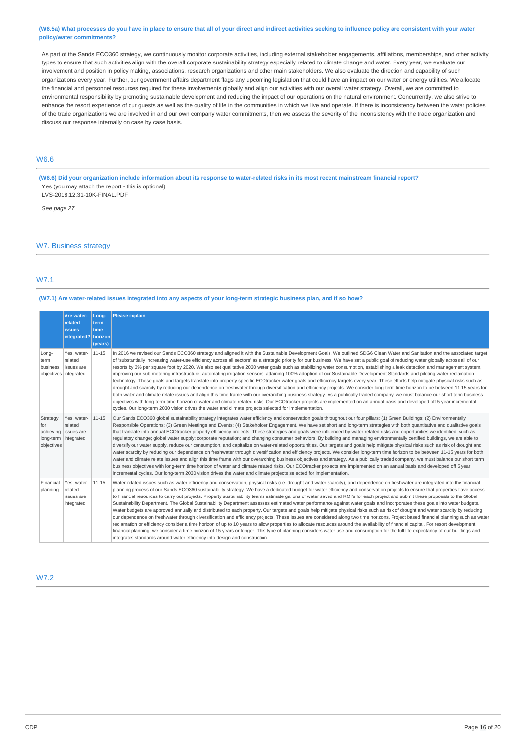**(W6.5a) What processes do you have in place to ensure that all of your direct and indirect activities seeking to influence policy are consistent with your water policy/water commitments?**

As part of the Sands ECO360 strategy, we continuously monitor corporate activities, including external stakeholder engagements, affiliations, memberships, and other activity types to ensure that such activities align with the overall corporate sustainability strategy especially related to climate change and water. Every year, we evaluate our involvement and position in policy making, associations, research organizations and other main stakeholders. We also evaluate the direction and capability of such organizations every year. Further, our government affairs department flags any upcoming legislation that could have an impact on our water or energy utilities. We allocate the financial and personnel resources required for these involvements globally and align our activities with our overall water strategy. Overall, we are committed to environmental responsibility by promoting sustainable development and reducing the impact of our operations on the natural environment. Concurrently, we also strive to enhance the resort experience of our guests as well as the quality of life in the communities in which we live and operate. If there is inconsistency between the water policies of the trade organizations we are involved in and our own company water commitments, then we assess the severity of the inconsistency with the trade organization and discuss our response internally on case by case basis.

## W6.6

**(W6.6) Did your organization include information about its response to water-related risks in its most recent mainstream financial report?**

Yes (you may attach the report - this is optional)

LVS-2018.12.31-10K-FINAL.PDF

*See page 27*

# W7. Business strategy

## W7.1

**(W7.1) Are water-related issues integrated into any aspects of your long-term strategic business plan, and if so how?**

| | Are water-related issues integrated? | Long-term time horizon (years) | Please explain |
|---|---|---|---|
| Long-term business objectives | Yes, water-related issues are integrated | 11-15 | In 2016 we revised our Sands ECO360 strategy and aligned it with the Sustainable Development Goals. We outlined SDG6 Clean Water and Sanitation and the associated target of 'substantially increasing water-use efficiency across all sectors' as a strategic priority for our business. We have set a public goal of reducing water globally across all of our resorts by 3% per square foot by 2020. We also set qualitative 2030 water goals such as stabilizing water consumption, establishing a leak detection and management system, improving our sub metering infrastructure, automating irrigation sensors, attaining 100% adoption of our Sustainable Development Standards and piloting water reclamation technology. These goals and targets translate into property specific ECOtracker water goals and efficiency targets every year. These efforts help mitigate physical risks such as drought and scarcity by reducing our dependence on freshwater through diversification and efficiency projects. We consider long-term time horizon to be between 11-15 years for both water and climate relate issues and align this time frame with our overarching business strategy. As a publically traded company, we must balance our short term business objectives with long-term time horizon of water and climate related risks. Our ECOtracker projects are implemented on an annual basis and developed off 5 year incremental cycles. Our long-term 2030 vision drives the water and climate projects selected for implementation. |
| Strategy for achieving long-term objectives | Yes, water-related issues are integrated | 11-15 | Our Sands ECO360 global sustainability strategy integrates water efficiency and conservation goals throughout our four pillars: (1) Green Buildings; (2) Environmentally Responsible Operations; (3) Green Meetings and Events; (4) Stakeholder Engagement. We have set short and long-term strategies with both quantitative and qualitative goals that translate into annual ECOtracker property efficiency projects. These strategies and goals were influenced by water-related risks and opportunities we identified, such as regulatory change; global water supply; corporate reputation; and changing consumer behaviors. By building and managing environmentally certified buildings, we are able to diversify our water supply, reduce our consumption, and capitalize on water-related opportunities. Our targets and goals help mitigate physical risks such as risk of drought and water scarcity by reducing our dependence on freshwater through diversification and efficiency projects. We consider long-term time horizon to be between 11-15 years for both water and climate relate issues and align this time frame with our overarching business objectives and strategy. As a publically traded company, we must balance our short term business objectives with long-term time horizon of water and climate related risks. Our ECOtracker projects are implemented on an annual basis and developed off 5 year incremental cycles. Our long-term 2030 vision drives the water and climate projects selected for implementation. |
| Financial planning | Yes, water-related issues are integrated | 11-15 | Water-related issues such as water efficiency and conservation, physical risks (i.e. drought and water scarcity), and dependence on freshwater are integrated into the financial planning process of our Sands ECO360 sustainability strategy. We have a dedicated budget for water efficiency and conservation projects to ensure that properties have access to financial resources to carry out projects. Property sustainability teams estimate gallons of water saved and ROI's for each project and submit these proposals to the Global Sustainability Department. The Global Sustainability Department assesses estimated water performance against water goals and incorporates these goals into water budgets. Water budgets are approved annually and distributed to each property. Our targets and goals help mitigate physical risks such as risk of drought and water scarcity by reducing our dependence on freshwater through diversification and efficiency projects. These issues are considered along two time horizons. Project based financial planning such as water reclamation or efficiency consider a time horizon of up to 10 years to allow properties to allocate resources around the availability of financial capital. For resort development financial planning, we consider a time horizon of 15 years or longer. This type of planning considers water use and consumption for the full life expectancy of our buildings and integrates standards around water efficiency into design and construction. |

## W7.2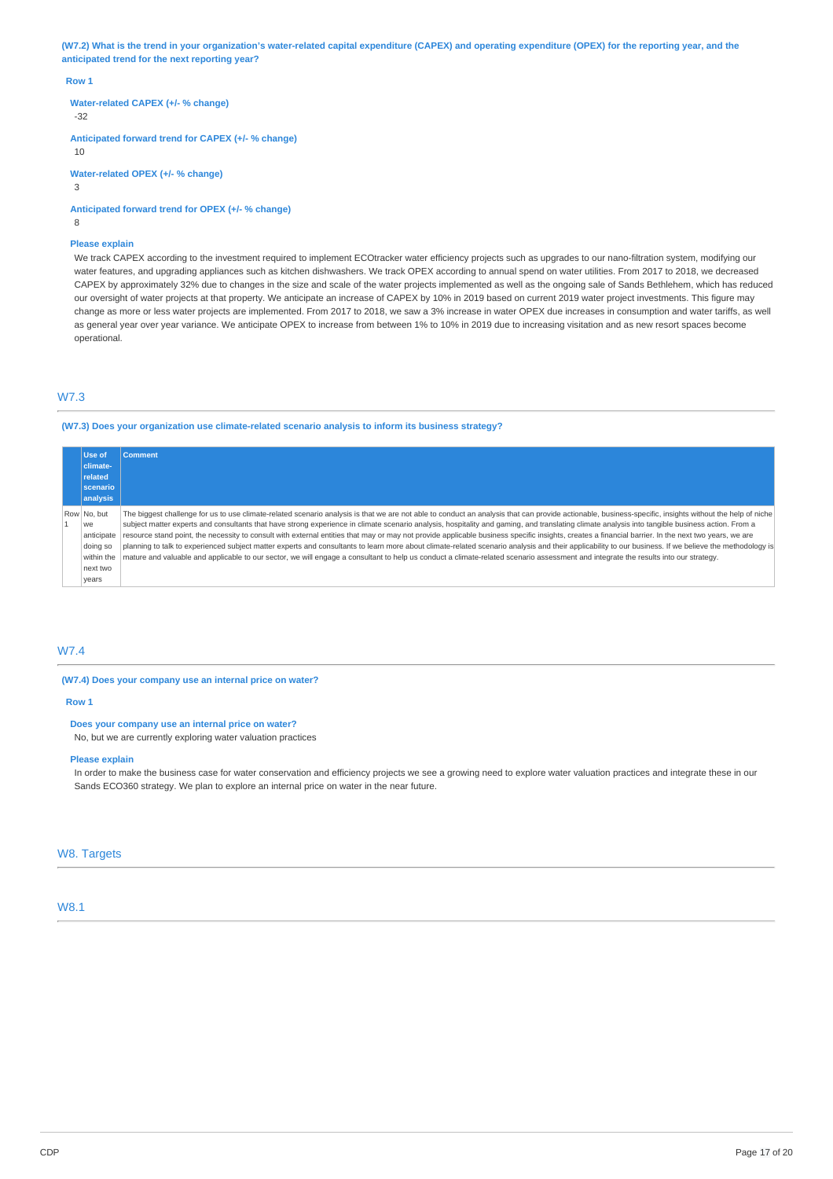**(W7.2) What is the trend in your organization's water-related capital expenditure (CAPEX) and operating expenditure (OPEX) for the reporting year, and the anticipated trend for the next reporting year?**

**Row 1**

**Water-related CAPEX (+/- % change)**
-32

**Anticipated forward trend for CAPEX (+/- % change)**
10

**Water-related OPEX (+/- % change)**
3

**Anticipated forward trend for OPEX (+/- % change)**
8

**Please explain**
We track CAPEX according to the investment required to implement ECOtracker water efficiency projects such as upgrades to our nano-filtration system, modifying our water features, and upgrading appliances such as kitchen dishwashers. We track OPEX according to annual spend on water utilities. From 2017 to 2018, we decreased CAPEX by approximately 32% due to changes in the size and scale of the water projects implemented as well as the ongoing sale of Sands Bethlehem, which has reduced our oversight of water projects at that property. We anticipate an increase of CAPEX by 10% in 2019 based on current 2019 water project investments. This figure may change as more or less water projects are implemented. From 2017 to 2018, we saw a 3% increase in water OPEX due increases in consumption and water tariffs, as well as general year over year variance. We anticipate OPEX to increase from between 1% to 10% in 2019 due to increasing visitation and as new resort spaces become operational.

## W7.3

**(W7.3) Does your organization use climate-related scenario analysis to inform its business strategy?**

| | Use of climate-related scenario analysis | Comment |
|---|---|---|
| Row 1 | No, but we anticipate doing so within the next two years | The biggest challenge for us to use climate-related scenario analysis is that we are not able to conduct an analysis that can provide actionable, business-specific, insights without the help of niche subject matter experts and consultants that have strong experience in climate scenario analysis, hospitality and gaming, and translating climate analysis into tangible business action. From a resource stand point, the necessity to consult with external entities that may or may not provide applicable business specific insights, creates a financial barrier. In the next two years, we are planning to talk to experienced subject matter experts and consultants to learn more about climate-related scenario analysis and their applicability to our business. If we believe the methodology is mature and valuable and applicable to our sector, we will engage a consultant to help us conduct a climate-related scenario assessment and integrate the results into our strategy. |

## W7.4

**(W7.4) Does your company use an internal price on water?**

**Row 1**

**Does your company use an internal price on water?**
No, but we are currently exploring water valuation practices

**Please explain**
In order to make the business case for water conservation and efficiency projects we see a growing need to explore water valuation practices and integrate these in our Sands ECO360 strategy. We plan to explore an internal price on water in the near future.

# W8. Targets

## W8.1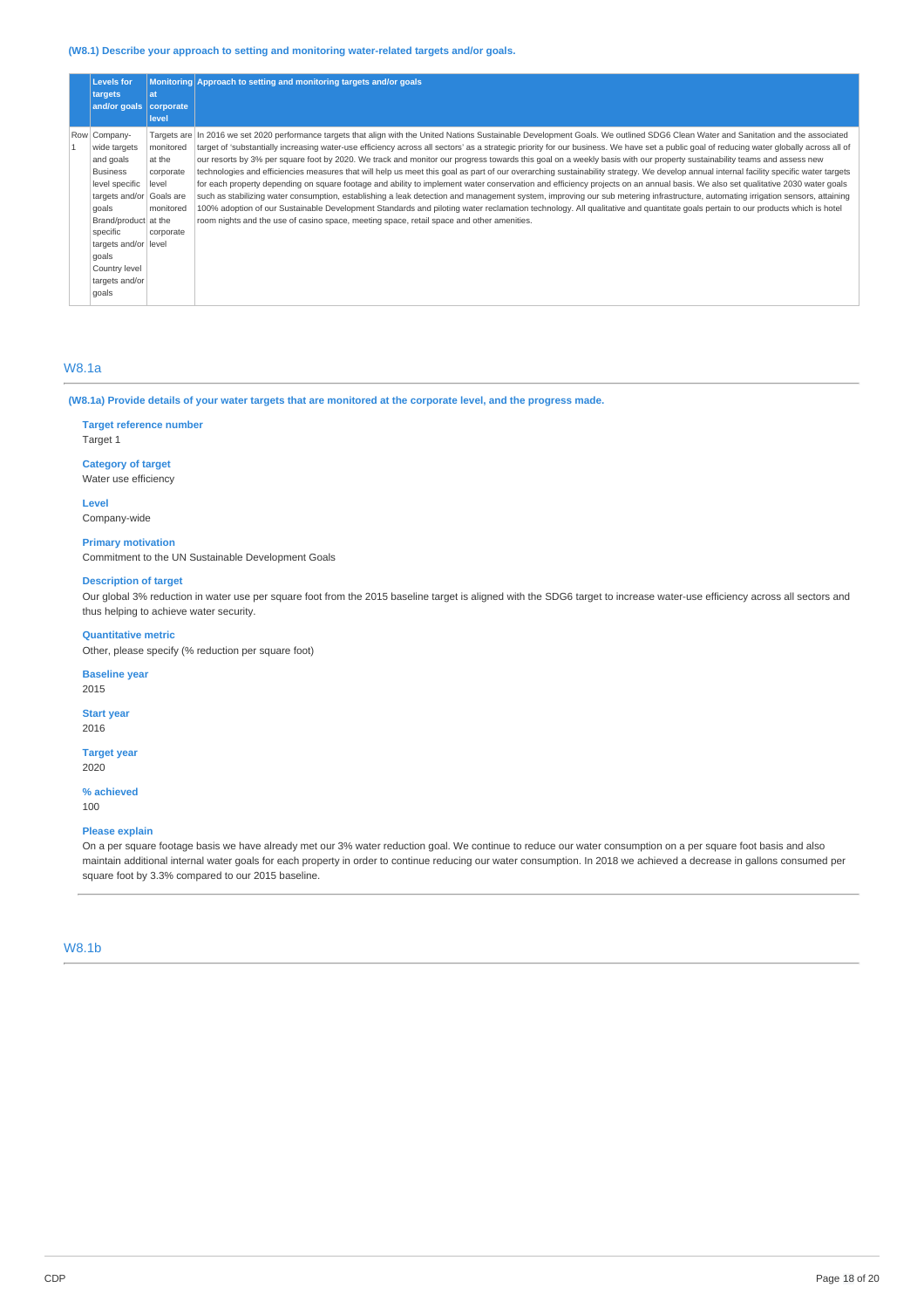(W8.1) Describe your approach to setting and monitoring water-related targets and/or goals.

| | Levels for targets and/or goals | Monitoring at corporate level | Approach to setting and monitoring targets and/or goals |
|---|---|---|---|
| Row 1 | Company-wide targets and goals<br>Business level specific targets and/or goals<br>Brand/product specific targets and/or goals<br>Country level targets and/or goals | Targets are monitored at the corporate level<br>Goals are monitored at the corporate level | In 2016 we set 2020 performance targets that align with the United Nations Sustainable Development Goals. We outlined SDG6 Clean Water and Sanitation and the associated target of 'substantially increasing water-use efficiency across all sectors' as a strategic priority for our business. We have set a public goal of reducing water globally across all of our resorts by 3% per square foot by 2020. We track and monitor our progress towards this goal on a weekly basis with our property sustainability teams and assess new technologies and efficiencies measures that will help us meet this goal as part of our overarching sustainability strategy. We develop annual internal facility specific water targets for each property depending on square footage and ability to implement water conservation and efficiency projects on an annual basis. We also set qualitative 2030 water goals such as stabilizing water consumption, establishing a leak detection and management system, improving our sub metering infrastructure, automating irrigation sensors, attaining 100% adoption of our Sustainable Development Standards and piloting water reclamation technology. All qualitative and quantitate goals pertain to our products which is hotel room nights and the use of casino space, meeting space, retail space and other amenities. |

## W8.1a

(W8.1a) Provide details of your water targets that are monitored at the corporate level, and the progress made.

**Target reference number**
Target 1

**Category of target**
Water use efficiency

**Level**
Company-wide

**Primary motivation**
Commitment to the UN Sustainable Development Goals

**Description of target**
Our global 3% reduction in water use per square foot from the 2015 baseline target is aligned with the SDG6 target to increase water-use efficiency across all sectors and thus helping to achieve water security.

**Quantitative metric**
Other, please specify (% reduction per square foot)

**Baseline year**
2015

**Start year**
2016

**Target year**
2020

**% achieved**
100

**Please explain**
On a per square footage basis we have already met our 3% water reduction goal. We continue to reduce our water consumption on a per square foot basis and also maintain additional internal water goals for each property in order to continue reducing our water consumption. In 2018 we achieved a decrease in gallons consumed per square foot by 3.3% compared to our 2015 baseline.

## W8.1b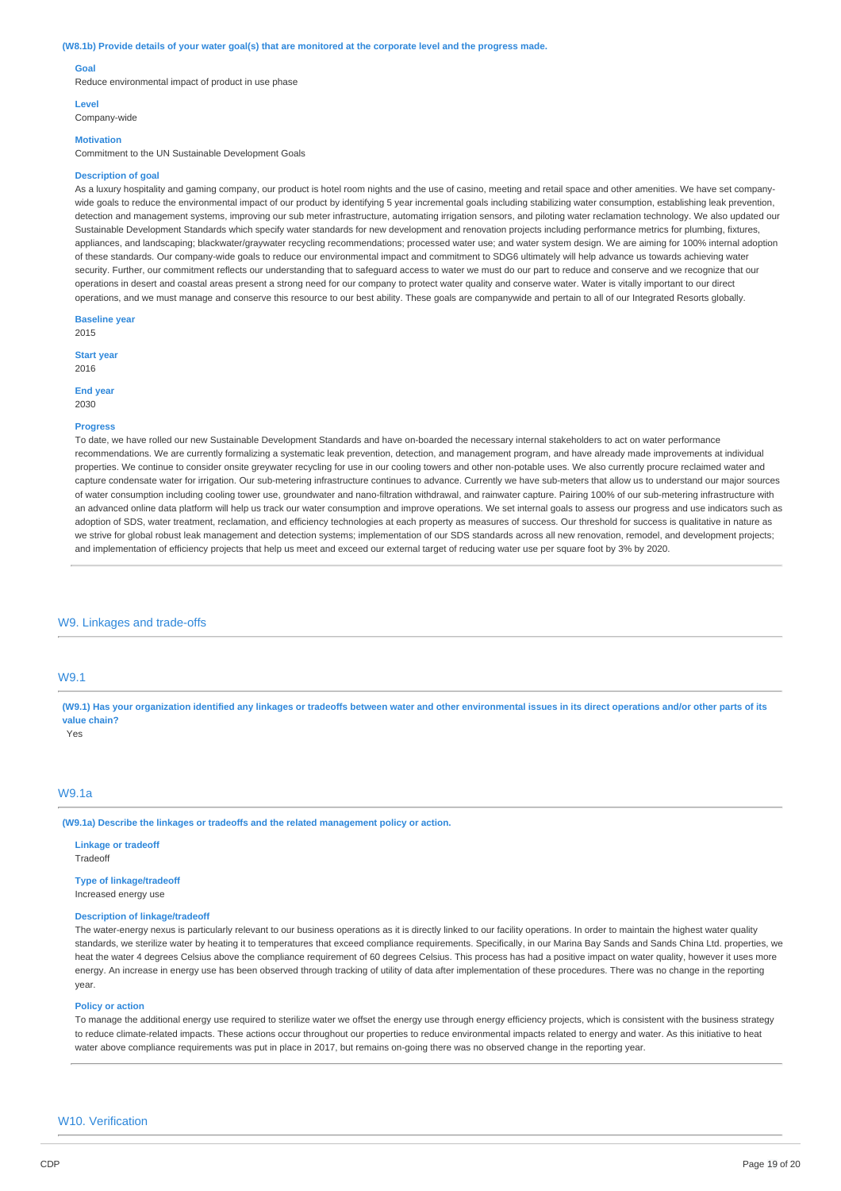**(W8.1b) Provide details of your water goal(s) that are monitored at the corporate level and the progress made.**

**Goal**
Reduce environmental impact of product in use phase

**Level**
Company-wide

**Motivation**
Commitment to the UN Sustainable Development Goals

**Description of goal**
As a luxury hospitality and gaming company, our product is hotel room nights and the use of casino, meeting and retail space and other amenities. We have set company-wide goals to reduce the environmental impact of our product by identifying 5 year incremental goals including stabilizing water consumption, establishing leak prevention, detection and management systems, improving our sub meter infrastructure, automating irrigation sensors, and piloting water reclamation technology. We also updated our Sustainable Development Standards which specify water standards for new development and renovation projects including performance metrics for plumbing, fixtures, appliances, and landscaping; blackwater/graywater recycling recommendations; processed water use; and water system design. We are aiming for 100% internal adoption of these standards. Our company-wide goals to reduce our environmental impact and commitment to SDG6 ultimately will help advance us towards achieving water security. Further, our commitment reflects our understanding that to safeguard access to water we must do our part to reduce and conserve and we recognize that our operations in desert and coastal areas present a strong need for our company to protect water quality and conserve water. Water is vitally important to our direct operations, and we must manage and conserve this resource to our best ability. These goals are companywide and pertain to all of our Integrated Resorts globally.

**Baseline year**
2015

**Start year**
2016

**End year**
2030

**Progress**
To date, we have rolled our new Sustainable Development Standards and have on-boarded the necessary internal stakeholders to act on water performance recommendations. We are currently formalizing a systematic leak prevention, detection, and management program, and have already made improvements at individual properties. We continue to consider onsite greywater recycling for use in our cooling towers and other non-potable uses. We also currently procure reclaimed water and capture condensate water for irrigation. Our sub-metering infrastructure continues to advance. Currently we have sub-meters that allow us to understand our major sources of water consumption including cooling tower use, groundwater and nano-filtration withdrawal, and rainwater capture. Pairing 100% of our sub-metering infrastructure with an advanced online data platform will help us track our water consumption and improve operations. We set internal goals to assess our progress and use indicators such as adoption of SDS, water treatment, reclamation, and efficiency technologies at each property as measures of success. Our threshold for success is qualitative in nature as we strive for global robust leak management and detection systems; implementation of our SDS standards across all new renovation, remodel, and development projects; and implementation of efficiency projects that help us meet and exceed our external target of reducing water use per square foot by 3% by 2020.

## W9. Linkages and trade-offs

### W9.1

**(W9.1) Has your organization identified any linkages or tradeoffs between water and other environmental issues in its direct operations and/or other parts of its value chain?**
Yes

### W9.1a

**(W9.1a) Describe the linkages or tradeoffs and the related management policy or action.**

**Linkage or tradeoff**
Tradeoff

**Type of linkage/tradeoff**
Increased energy use

**Description of linkage/tradeoff**
The water-energy nexus is particularly relevant to our business operations as it is directly linked to our facility operations. In order to maintain the highest water quality standards, we sterilize water by heating it to temperatures that exceed compliance requirements. Specifically, in our Marina Bay Sands and Sands China Ltd. properties, we heat the water 4 degrees Celsius above the compliance requirement of 60 degrees Celsius. This process has had a positive impact on water quality, however it uses more energy. An increase in energy use has been observed through tracking of utility of data after implementation of these procedures. There was no change in the reporting year.

**Policy or action**
To manage the additional energy use required to sterilize water we offset the energy use through energy efficiency projects, which is consistent with the business strategy to reduce climate-related impacts. These actions occur throughout our properties to reduce environmental impacts related to energy and water. As this initiative to heat water above compliance requirements was put in place in 2017, but remains on-going there was no observed change in the reporting year.

## W10. Verification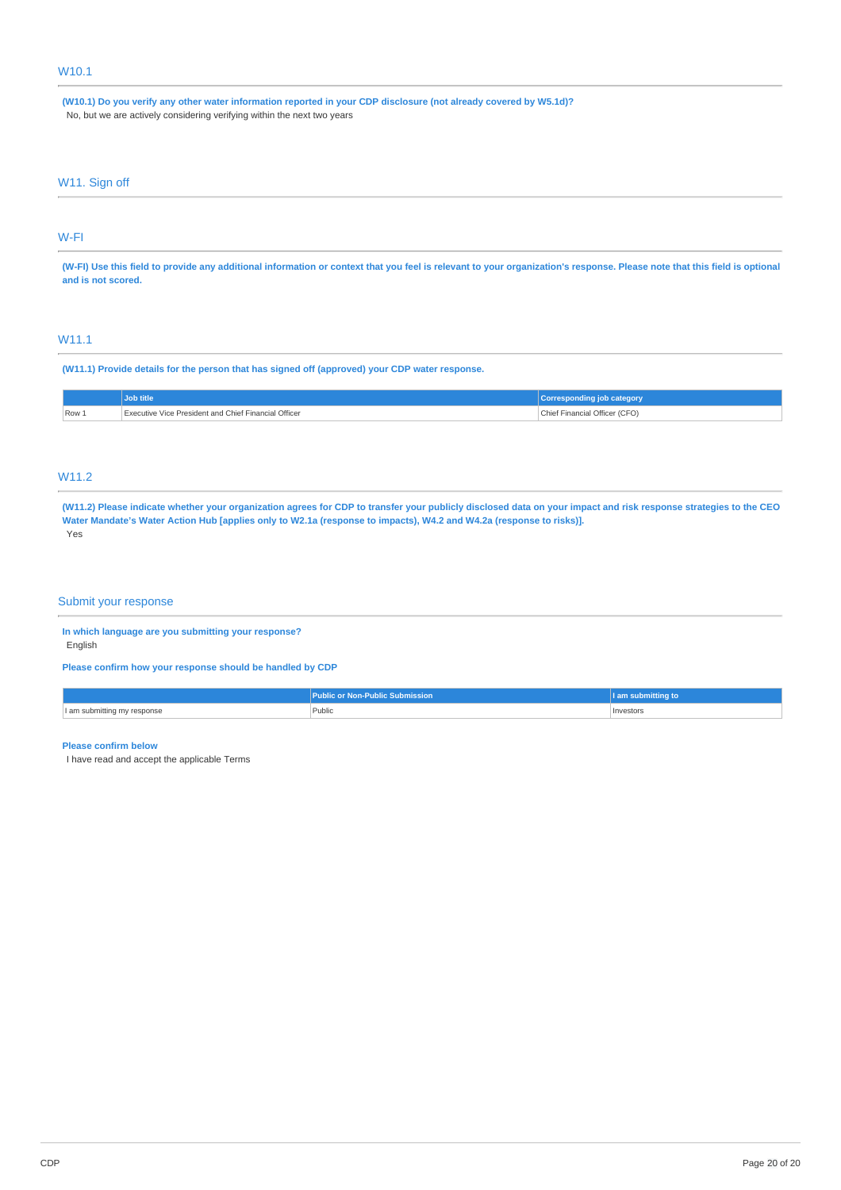## W10.1

**(W10.1) Do you verify any other water information reported in your CDP disclosure (not already covered by W5.1d)?**

No, but we are actively considering verifying within the next two years

## W11. Sign off

## W-FI

**(W-FI) Use this field to provide any additional information or context that you feel is relevant to your organization's response. Please note that this field is optional and is not scored.**

## W11.1

**(W11.1) Provide details for the person that has signed off (approved) your CDP water response.**

| | Job title | Corresponding job category |
|---|---|---|
| Row 1 | Executive Vice President and Chief Financial Officer | Chief Financial Officer (CFO) |

## W11.2

**(W11.2) Please indicate whether your organization agrees for CDP to transfer your publicly disclosed data on your impact and risk response strategies to the CEO Water Mandate's Water Action Hub [applies only to W2.1a (response to impacts), W4.2 and W4.2a (response to risks)].**

Yes

## Submit your response

**In which language are you submitting your response?**

English

**Please confirm how your response should be handled by CDP**

| | Public or Non-Public Submission | I am submitting to |
|---|---|---|
| I am submitting my response | Public | Investors |

**Please confirm below**

I have read and accept the applicable Terms